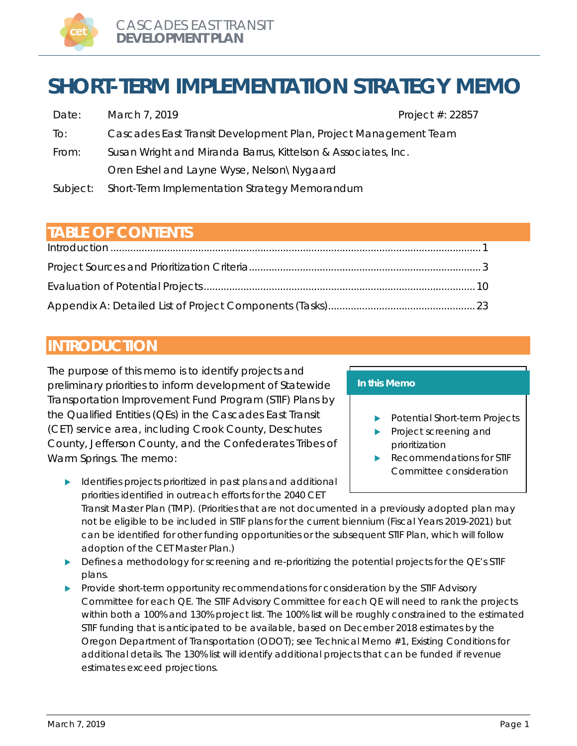# SHORT-TERM IMPLEMENTATION STRATEGY MEMO

| | | |
|---|---|---|
| Date: | March 7, 2019 | Project #: 22857 |
| To: | Cascades East Transit Development Plan, Project Management Team | |
| From: | Susan Wright and Miranda Barrus, Kittelson & Associates, Inc. | |
| | Oren Eshel and Layne Wyse, Nelson\Nygaard | |
| Subject: | Short-Term Implementation Strategy Memorandum | |

## TABLE OF CONTENTS

Introduction ..... 1
Project Sources and Prioritization Criteria ..... 3
Evaluation of Potential Projects ..... 10
Appendix A: Detailed List of Project Components (Tasks) ..... 23

## INTRODUCTION

The purpose of this memo is to identify projects and preliminary priorities to inform development of Statewide Transportation Improvement Fund Program (STIF) Plans by the Qualified Entities (QEs) in the Cascades East Transit (CET) service area, including Crook County, Deschutes County, Jefferson County, and the Confederates Tribes of Warm Springs. The memo:

> **In this Memo**
>
> - Potential Short-term Projects
> - Project screening and prioritization
> - Recommendations for STIF Committee consideration

- Identifies projects prioritized in past plans and additional priorities identified in outreach efforts for the 2040 CET Transit Master Plan (TMP). (Priorities that are not documented in a previously adopted plan may not be eligible to be included in STIF plans for the current biennium (Fiscal Years 2019-2021) but can be identified for other funding opportunities or the subsequent STIF Plan, which will follow adoption of the CET Master Plan.)
- Defines a methodology for screening and re-prioritizing the potential projects for the QE's STIF plans.
- Provide short-term opportunity recommendations for consideration by the STIF Advisory Committee for each QE. The STIF Advisory Committee for each QE will need to rank the projects within both a 100% and 130% project list. The 100% list will be roughly constrained to the estimated STIF funding that is anticipated to be available, based on December 2018 estimates by the Oregon Department of Transportation (ODOT); see Technical Memo #1, Existing Conditions for additional details. The 130% list will identify additional projects that can be funded if revenue estimates exceed projections.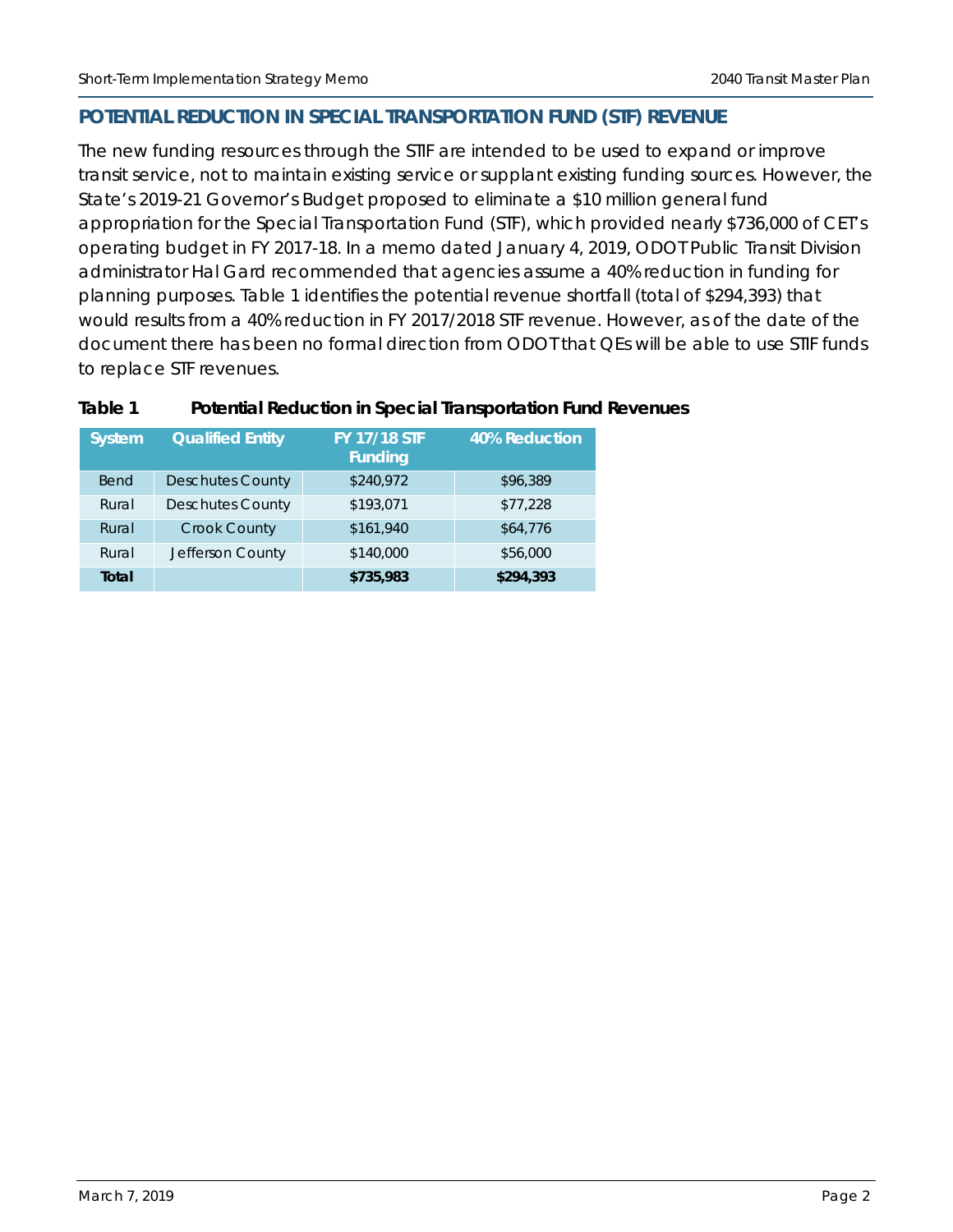## POTENTIAL REDUCTION IN SPECIAL TRANSPORTATION FUND (STF) REVENUE

The new funding resources through the STIF are intended to be used to expand or improve transit service, not to maintain existing service or supplant existing funding sources. However, the State's 2019-21 Governor's Budget proposed to eliminate a $10 million general fund appropriation for the Special Transportation Fund (STF), which provided nearly $736,000 of CET's operating budget in FY 2017-18. In a memo dated January 4, 2019, ODOT Public Transit Division administrator Hal Gard recommended that agencies assume a 40% reduction in funding for planning purposes. Table 1 identifies the potential revenue shortfall (total of $294,393) that would results from a 40% reduction in FY 2017/2018 STF revenue. However, as of the date of the document there has been no formal direction from ODOT that QEs will be able to use STIF funds to replace STF revenues.

**Table 1 Potential Reduction in Special Transportation Fund Revenues**

| System | Qualified Entity | FY 17/18 STF Funding | 40% Reduction |
|---|---|---|---|
| Bend | Deschutes County | $240,972 | $96,389 |
| Rural | Deschutes County | $193,071 | $77,228 |
| Rural | Crook County | $161,940 | $64,776 |
| Rural | Jefferson County | $140,000 | $56,000 |
| **Total** | | **$735,983** | **$294,393** |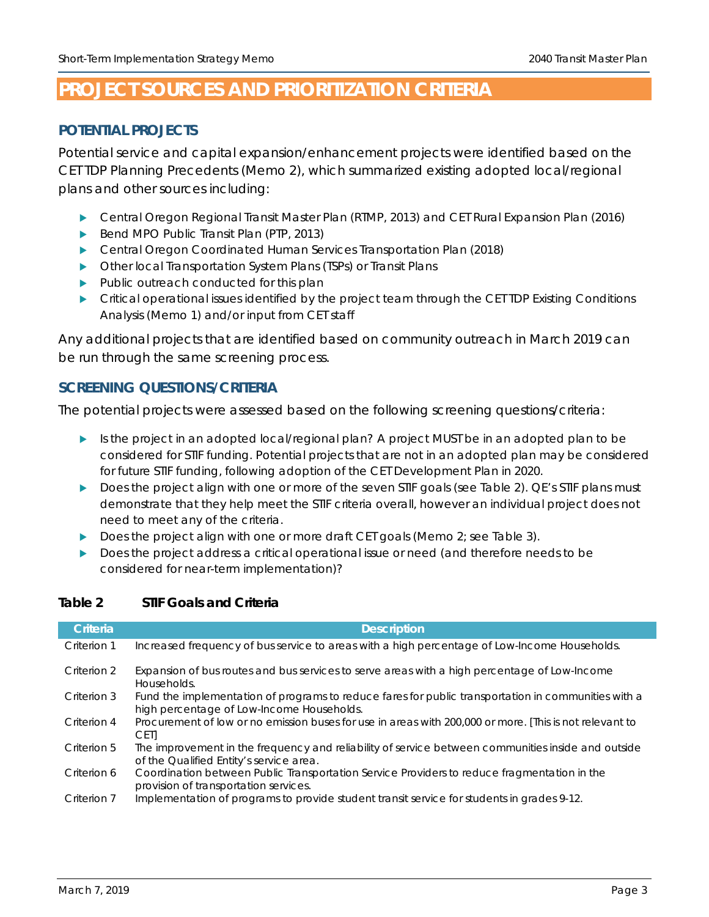# PROJECT SOURCES AND PRIORITIZATION CRITERIA

## POTENTIAL PROJECTS

Potential service and capital expansion/enhancement projects were identified based on the CET TDP Planning Precedents (Memo 2), which summarized existing adopted local/regional plans and other sources including:

- Central Oregon Regional Transit Master Plan (RTMP, 2013) and CET Rural Expansion Plan (2016)
- Bend MPO Public Transit Plan (PTP, 2013)
- Central Oregon Coordinated Human Services Transportation Plan (2018)
- Other local Transportation System Plans (TSPs) or Transit Plans
- Public outreach conducted for this plan
- Critical operational issues identified by the project team through the CET TDP Existing Conditions Analysis (Memo 1) and/or input from CET staff

Any additional projects that are identified based on community outreach in March 2019 can be run through the same screening process.

## SCREENING QUESTIONS/CRITERIA

The potential projects were assessed based on the following screening questions/criteria:

- Is the project in an adopted local/regional plan? A project MUST be in an adopted plan to be considered for STIF funding. Potential projects that are not in an adopted plan may be considered for future STIF funding, following adoption of the CET Development Plan in 2020.
- Does the project align with one or more of the seven STIF goals (see Table 2). QE's STIF plans must demonstrate that they help meet the STIF criteria overall, however an individual project does not need to meet any of the criteria.
- Does the project align with one or more draft CET goals (Memo 2; see Table 3).
- Does the project address a critical operational issue or need (and therefore needs to be considered for near-term implementation)?

**Table 2 STIF Goals and Criteria**

| Criteria | Description |
|---|---|
| Criterion 1 | Increased frequency of bus service to areas with a high percentage of Low-Income Households. |
| Criterion 2 | Expansion of bus routes and bus services to serve areas with a high percentage of Low-Income Households. |
| Criterion 3 | Fund the implementation of programs to reduce fares for public transportation in communities with a high percentage of Low-Income Households. |
| Criterion 4 | Procurement of low or no emission buses for use in areas with 200,000 or more. [This is not relevant to CET] |
| Criterion 5 | The improvement in the frequency and reliability of service between communities inside and outside of the Qualified Entity's service area. |
| Criterion 6 | Coordination between Public Transportation Service Providers to reduce fragmentation in the provision of transportation services. |
| Criterion 7 | Implementation of programs to provide student transit service for students in grades 9-12. |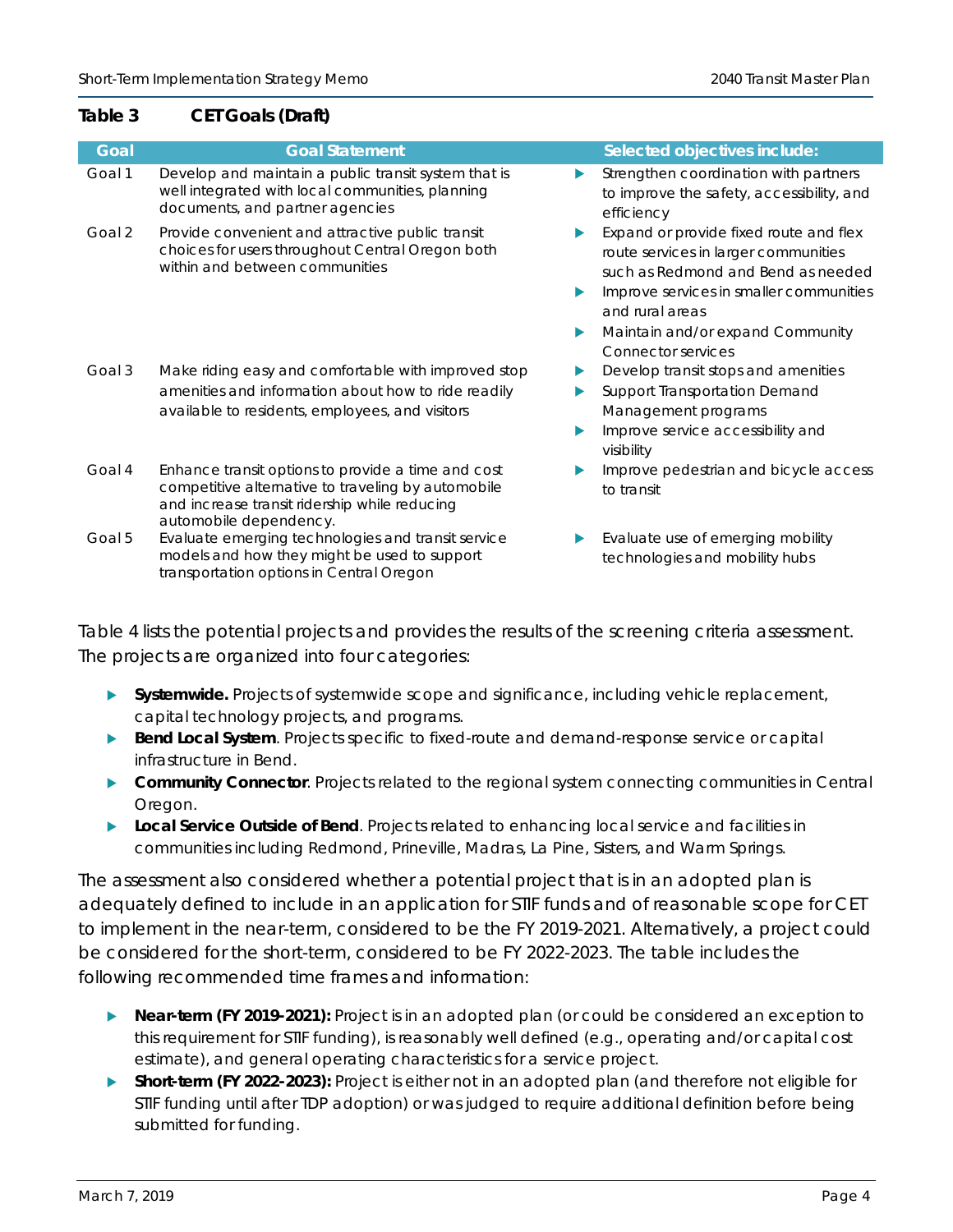**Table 3 CET Goals (Draft)**

| Goal | Goal Statement | Selected objectives include: |
|---|---|---|
| Goal 1 | Develop and maintain a public transit system that is well integrated with local communities, planning documents, and partner agencies | ▶ Strengthen coordination with partners to improve the safety, accessibility, and efficiency |
| Goal 2 | Provide convenient and attractive public transit choices for users throughout Central Oregon both within and between communities | ▶ Expand or provide fixed route and flex route services in larger communities such as Redmond and Bend as needed<br>▶ Improve services in smaller communities and rural areas<br>▶ Maintain and/or expand Community Connector services |
| Goal 3 | Make riding easy and comfortable with improved stop amenities and information about how to ride readily available to residents, employees, and visitors | ▶ Develop transit stops and amenities<br>▶ Support Transportation Demand Management programs<br>▶ Improve service accessibility and visibility |
| Goal 4 | Enhance transit options to provide a time and cost competitive alternative to traveling by automobile and increase transit ridership while reducing automobile dependency. | ▶ Improve pedestrian and bicycle access to transit |
| Goal 5 | Evaluate emerging technologies and transit service models and how they might be used to support transportation options in Central Oregon | ▶ Evaluate use of emerging mobility technologies and mobility hubs |

Table 4 lists the potential projects and provides the results of the screening criteria assessment. The projects are organized into four categories:

- **Systemwide.** Projects of systemwide scope and significance, including vehicle replacement, capital technology projects, and programs.
- **Bend Local System**. Projects specific to fixed-route and demand-response service or capital infrastructure in Bend.
- **Community Connector**. Projects related to the regional system connecting communities in Central Oregon.
- **Local Service Outside of Bend**. Projects related to enhancing local service and facilities in communities including Redmond, Prineville, Madras, La Pine, Sisters, and Warm Springs.

The assessment also considered whether a potential project that is in an adopted plan is adequately defined to include in an application for STIF funds and of reasonable scope for CET to implement in the near-term, considered to be the FY 2019-2021. Alternatively, a project could be considered for the short-term, considered to be FY 2022-2023. The table includes the following recommended time frames and information:

- **Near-term (FY 2019-2021):** Project is in an adopted plan (or could be considered an exception to this requirement for STIF funding), is reasonably well defined (e.g., operating and/or capital cost estimate), and general operating characteristics for a service project.
- **Short-term (FY 2022-2023):** Project is either not in an adopted plan (and therefore not eligible for STIF funding until after TDP adoption) or was judged to require additional definition before being submitted for funding.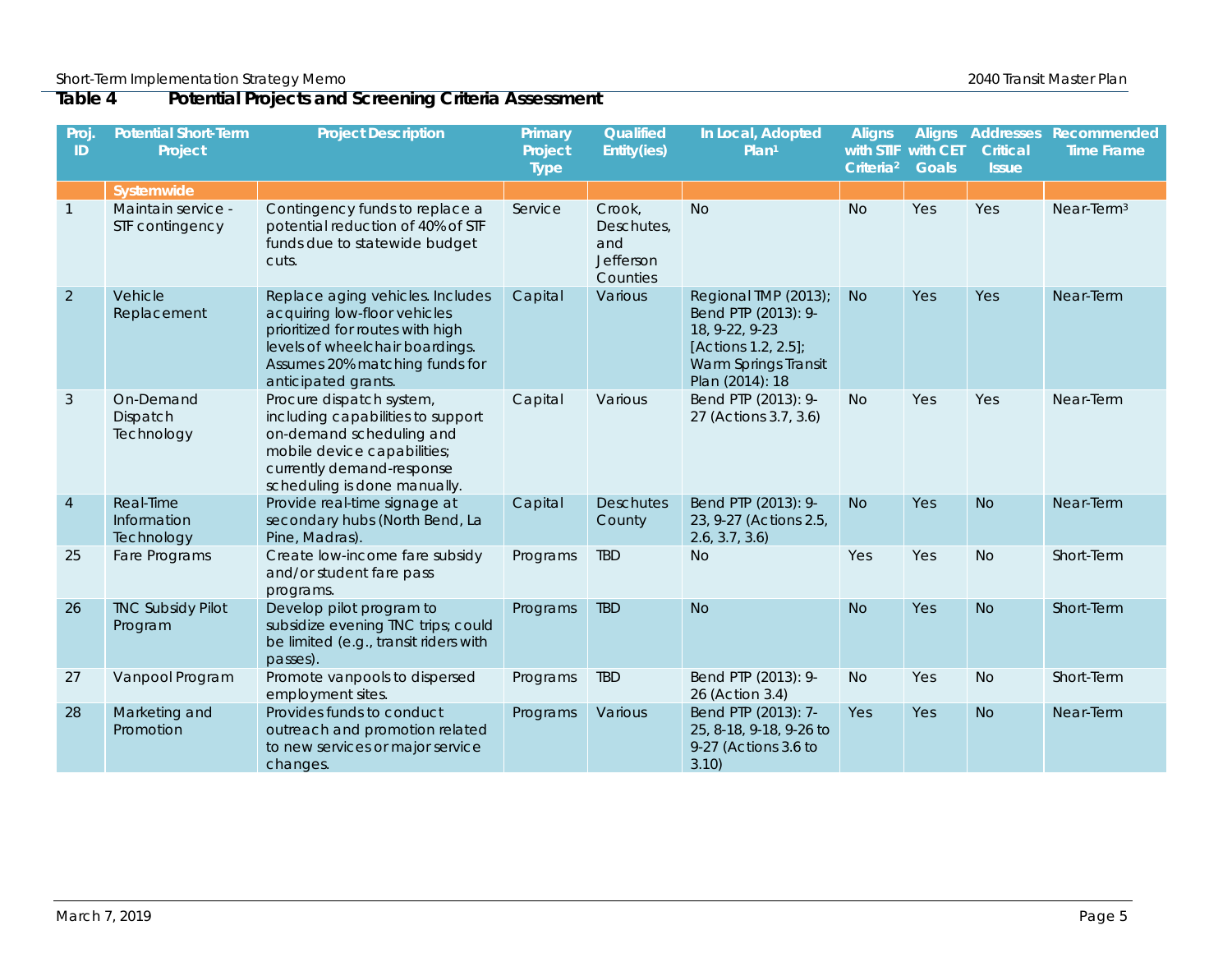**Table 4 Potential Projects and Screening Criteria Assessment**

| Proj. ID | Potential Short-Term Project | Project Description | Primary Project Type | Qualified Entity(ies) | In Local, Adopted Plan[1] | Aligns with STIF Criteria[2] | Aligns with CET Goals | Addresses Critical Issue | Recommended Time Frame |
|---|---|---|---|---|---|---|---|---|---|
| | **Systemwide** | | | | | | | | |
| 1 | Maintain service - STF contingency | Contingency funds to replace a potential reduction of 40% of STF funds due to statewide budget cuts. | Service | Crook, Deschutes, and Jefferson Counties | No | No | Yes | Yes | Near-Term[3] |
| 2 | Vehicle Replacement | Replace aging vehicles. Includes acquiring low-floor vehicles prioritized for routes with high levels of wheelchair boardings. Assumes 20% matching funds for anticipated grants. | Capital | Various | Regional TMP (2013); Bend PTP (2013): 9-18, 9-22, 9-23 [Actions 1.2, 2.5]; Warm Springs Transit Plan (2014): 18 | No | Yes | Yes | Near-Term |
| 3 | On-Demand Dispatch Technology | Procure dispatch system, including capabilities to support on-demand scheduling and mobile device capabilities; currently demand-response scheduling is done manually. | Capital | Various | Bend PTP (2013): 9-27 (Actions 3.7, 3.6) | No | Yes | Yes | Near-Term |
| 4 | Real-Time Information Technology | Provide real-time signage at secondary hubs (North Bend, La Pine, Madras). | Capital | Deschutes County | Bend PTP (2013): 9-23, 9-27 (Actions 2.5, 2.6, 3.7, 3.6) | No | Yes | No | Near-Term |
| 25 | Fare Programs | Create low-income fare subsidy and/or student fare pass programs. | Programs | TBD | No | Yes | Yes | No | Short-Term |
| 26 | TNC Subsidy Pilot Program | Develop pilot program to subsidize evening TNC trips; could be limited (e.g., transit riders with passes). | Programs | TBD | No | No | Yes | No | Short-Term |
| 27 | Vanpool Program | Promote vanpools to dispersed employment sites. | Programs | TBD | Bend PTP (2013): 9-26 (Action 3.4) | No | Yes | No | Short-Term |
| 28 | Marketing and Promotion | Provides funds to conduct outreach and promotion related to new services or major service changes. | Programs | Various | Bend PTP (2013): 7-25, 8-18, 9-18, 9-26 to 9-27 (Actions 3.6 to 3.10) | Yes | Yes | No | Near-Term |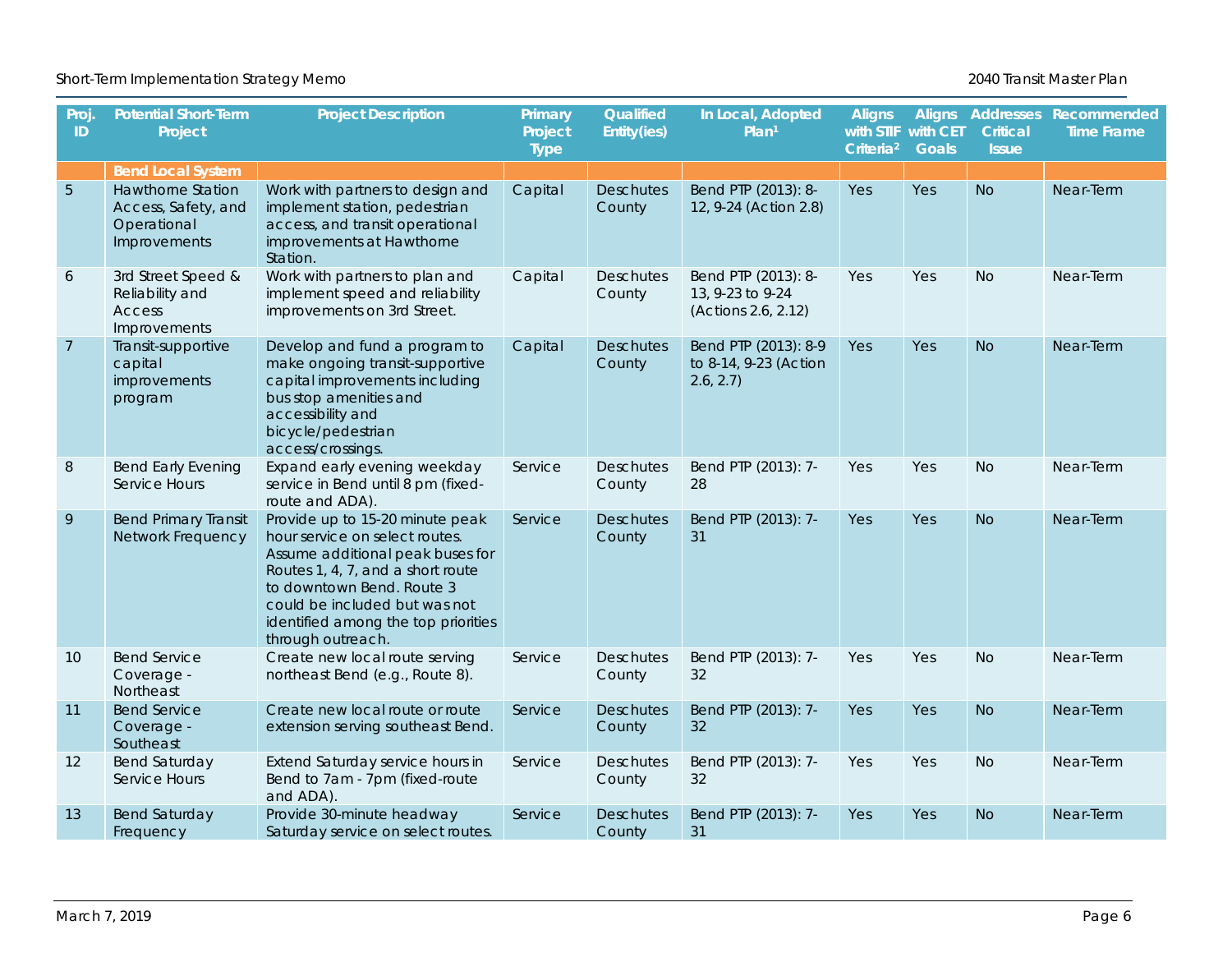| Proj. ID | Potential Short-Term Project | Project Description | Primary Project Type | Qualified Entity(ies) | In Local, Adopted Plan[1] | Aligns with STIF Criteria[2] | Aligns with CET Goals | Addresses Critical Issue | Recommended Time Frame |
|---|---|---|---|---|---|---|---|---|---|
| | **Bend Local System** | | | | | | | | |
| 5 | Hawthorne Station Access, Safety, and Operational Improvements | Work with partners to design and implement station, pedestrian access, and transit operational improvements at Hawthorne Station. | Capital | Deschutes County | Bend PTP (2013): 8-12, 9-24 (Action 2.8) | Yes | Yes | No | Near-Term |
| 6 | 3rd Street Speed & Reliability and Access Improvements | Work with partners to plan and implement speed and reliability improvements on 3rd Street. | Capital | Deschutes County | Bend PTP (2013): 8-13, 9-23 to 9-24 (Actions 2.6, 2.12) | Yes | Yes | No | Near-Term |
| 7 | Transit-supportive capital improvements program | Develop and fund a program to make ongoing transit-supportive capital improvements including bus stop amenities and accessibility and bicycle/pedestrian access/crossings. | Capital | Deschutes County | Bend PTP (2013): 8-9 to 8-14, 9-23 (Action 2.6, 2.7) | Yes | Yes | No | Near-Term |
| 8 | Bend Early Evening Service Hours | Expand early evening weekday service in Bend until 8 pm (fixed-route and ADA). | Service | Deschutes County | Bend PTP (2013): 7-28 | Yes | Yes | No | Near-Term |
| 9 | Bend Primary Transit Network Frequency | Provide up to 15-20 minute peak hour service on select routes. Assume additional peak buses for Routes 1, 4, 7, and a short route to downtown Bend. Route 3 could be included but was not identified among the top priorities through outreach. | Service | Deschutes County | Bend PTP (2013): 7-31 | Yes | Yes | No | Near-Term |
| 10 | Bend Service Coverage - Northeast | Create new local route serving northeast Bend (e.g., Route 8). | Service | Deschutes County | Bend PTP (2013): 7-32 | Yes | Yes | No | Near-Term |
| 11 | Bend Service Coverage - Southeast | Create new local route or route extension serving southeast Bend. | Service | Deschutes County | Bend PTP (2013): 7-32 | Yes | Yes | No | Near-Term |
| 12 | Bend Saturday Service Hours | Extend Saturday service hours in Bend to 7am - 7pm (fixed-route and ADA). | Service | Deschutes County | Bend PTP (2013): 7-32 | Yes | Yes | No | Near-Term |
| 13 | Bend Saturday Frequency | Provide 30-minute headway Saturday service on select routes. | Service | Deschutes County | Bend PTP (2013): 7-31 | Yes | Yes | No | Near-Term |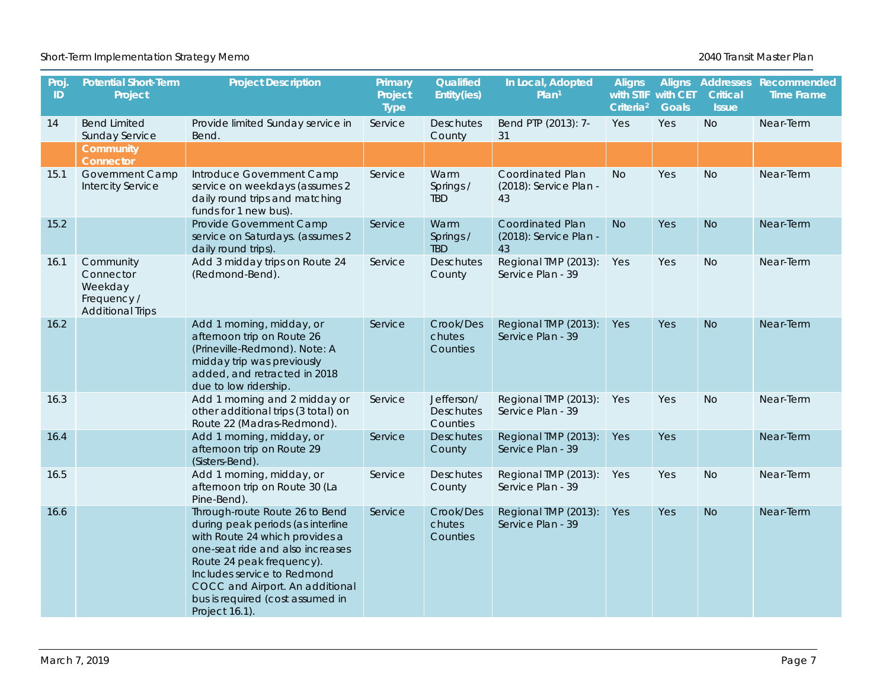| Proj. ID | Potential Short-Term Project | Project Description | Primary Project Type | Qualified Entity(ies) | In Local, Adopted Plan[1] | Aligns with STIF Criteria[2] | Aligns with CET Goals | Addresses Critical Issue | Recommended Time Frame |
|---|---|---|---|---|---|---|---|---|---|
| 14 | Bend Limited Sunday Service | Provide limited Sunday service in Bend. | Service | Deschutes County | Bend PTP (2013): 7-31 | Yes | Yes | No | Near-Term |
| | **Community Connector** | | | | | | | | |
| 15.1 | Government Camp Intercity Service | Introduce Government Camp service on weekdays (assumes 2 daily round trips and matching funds for 1 new bus). | Service | Warm Springs / TBD | Coordinated Plan (2018): Service Plan - 43 | No | Yes | No | Near-Term |
| 15.2 | | Provide Government Camp service on Saturdays. (assumes 2 daily round trips). | Service | Warm Springs / TBD | Coordinated Plan (2018): Service Plan - 43 | No | Yes | No | Near-Term |
| 16.1 | Community Connector Weekday Frequency / Additional Trips | Add 3 midday trips on Route 24 (Redmond-Bend). | Service | Deschutes County | Regional TMP (2013): Service Plan - 39 | Yes | Yes | No | Near-Term |
| 16.2 | | Add 1 morning, midday, or afternoon trip on Route 26 (Prineville-Redmond). Note: A midday trip was previously added, and retracted in 2018 due to low ridership. | Service | Crook/Deschutes Counties | Regional TMP (2013): Service Plan - 39 | Yes | Yes | No | Near-Term |
| 16.3 | | Add 1 morning and 2 midday or other additional trips (3 total) on Route 22 (Madras-Redmond). | Service | Jefferson/ Deschutes Counties | Regional TMP (2013): Service Plan - 39 | Yes | Yes | No | Near-Term |
| 16.4 | | Add 1 morning, midday, or afternoon trip on Route 29 (Sisters-Bend). | Service | Deschutes County | Regional TMP (2013): Service Plan - 39 | Yes | Yes | | Near-Term |
| 16.5 | | Add 1 morning, midday, or afternoon trip on Route 30 (La Pine-Bend). | Service | Deschutes County | Regional TMP (2013): Service Plan - 39 | Yes | Yes | No | Near-Term |
| 16.6 | | Through-route Route 26 to Bend during peak periods (as interline with Route 24 which provides a one-seat ride and also increases Route 24 peak frequency). Includes service to Redmond COCC and Airport. An additional bus is required (cost assumed in Project 16.1). | Service | Crook/Deschutes Counties | Regional TMP (2013): Service Plan - 39 | Yes | Yes | No | Near-Term |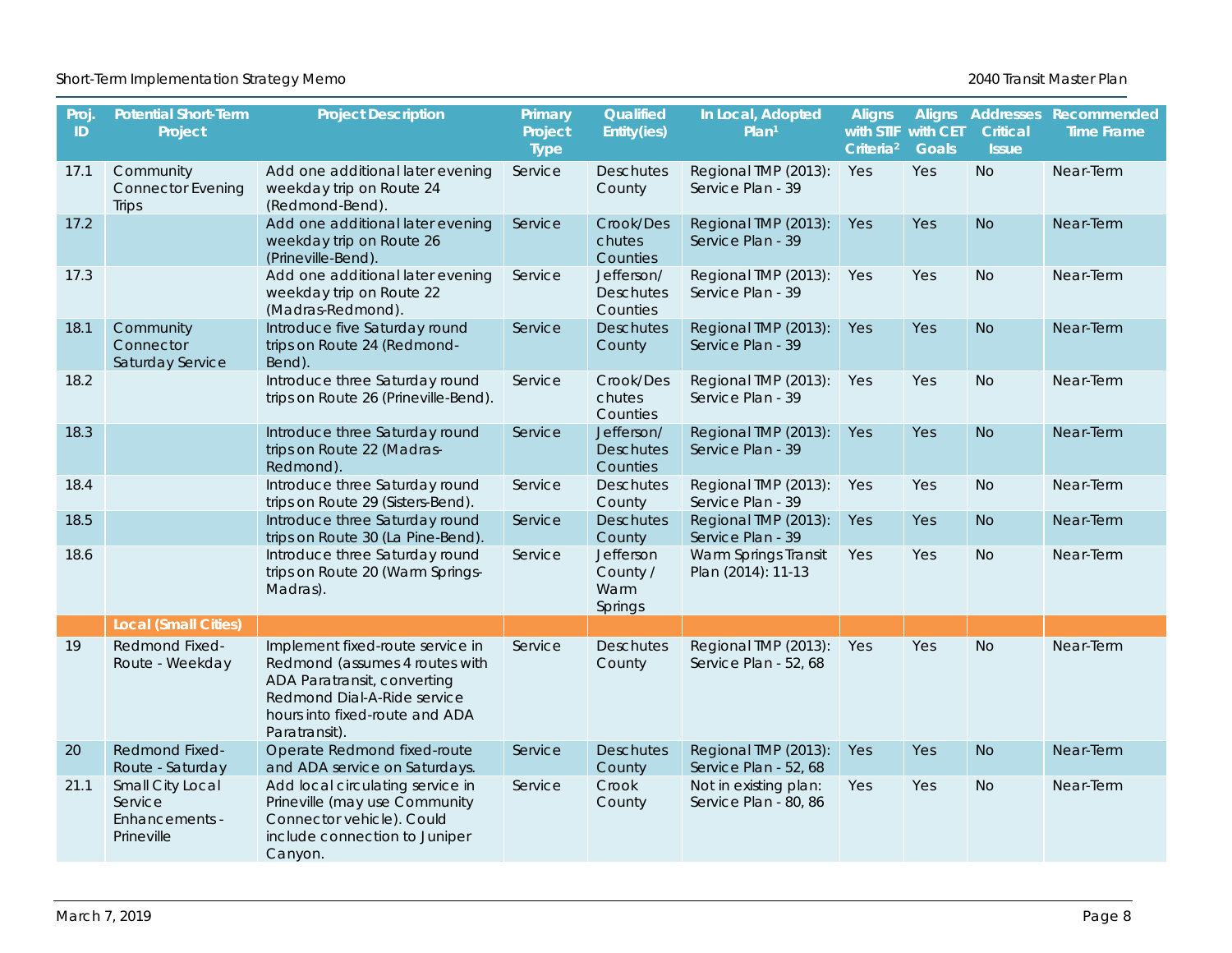| Proj. ID | Potential Short-Term Project | Project Description | Primary Project Type | Qualified Entity(ies) | In Local, Adopted Plan[1] | Aligns with STIF Criteria[2] | Aligns with CET Goals | Addresses Critical Issue | Recommended Time Frame |
|---|---|---|---|---|---|---|---|---|---|
| 17.1 | Community Connector Evening Trips | Add one additional later evening weekday trip on Route 24 (Redmond-Bend). | Service | Deschutes County | Regional TMP (2013): Service Plan - 39 | Yes | Yes | No | Near-Term |
| 17.2 | | Add one additional later evening weekday trip on Route 26 (Prineville-Bend). | Service | Crook/Deschutes Counties | Regional TMP (2013): Service Plan - 39 | Yes | Yes | No | Near-Term |
| 17.3 | | Add one additional later evening weekday trip on Route 22 (Madras-Redmond). | Service | Jefferson/ Deschutes Counties | Regional TMP (2013): Service Plan - 39 | Yes | Yes | No | Near-Term |
| 18.1 | Community Connector Saturday Service | Introduce five Saturday round trips on Route 24 (Redmond-Bend). | Service | Deschutes County | Regional TMP (2013): Service Plan - 39 | Yes | Yes | No | Near-Term |
| 18.2 | | Introduce three Saturday round trips on Route 26 (Prineville-Bend). | Service | Crook/Deschutes Counties | Regional TMP (2013): Service Plan - 39 | Yes | Yes | No | Near-Term |
| 18.3 | | Introduce three Saturday round trips on Route 22 (Madras-Redmond). | Service | Jefferson/ Deschutes Counties | Regional TMP (2013): Service Plan - 39 | Yes | Yes | No | Near-Term |
| 18.4 | | Introduce three Saturday round trips on Route 29 (Sisters-Bend). | Service | Deschutes County | Regional TMP (2013): Service Plan - 39 | Yes | Yes | No | Near-Term |
| 18.5 | | Introduce three Saturday round trips on Route 30 (La Pine-Bend). | Service | Deschutes County | Regional TMP (2013): Service Plan - 39 | Yes | Yes | No | Near-Term |
| 18.6 | | Introduce three Saturday round trips on Route 20 (Warm Springs-Madras). | Service | Jefferson County / Warm Springs | Warm Springs Transit Plan (2014): 11-13 | Yes | Yes | No | Near-Term |
| | **Local (Small Cities)** | | | | | | | | |
| 19 | Redmond Fixed-Route - Weekday | Implement fixed-route service in Redmond (assumes 4 routes with ADA Paratransit, converting Redmond Dial-A-Ride service hours into fixed-route and ADA Paratransit). | Service | Deschutes County | Regional TMP (2013): Service Plan - 52, 68 | Yes | Yes | No | Near-Term |
| 20 | Redmond Fixed-Route - Saturday | Operate Redmond fixed-route and ADA service on Saturdays. | Service | Deschutes County | Regional TMP (2013): Service Plan - 52, 68 | Yes | Yes | No | Near-Term |
| 21.1 | Small City Local Service Enhancements - Prineville | Add local circulating service in Prineville (may use Community Connector vehicle). Could include connection to Juniper Canyon. | Service | Crook County | Not in existing plan: Service Plan - 80, 86 | Yes | Yes | No | Near-Term |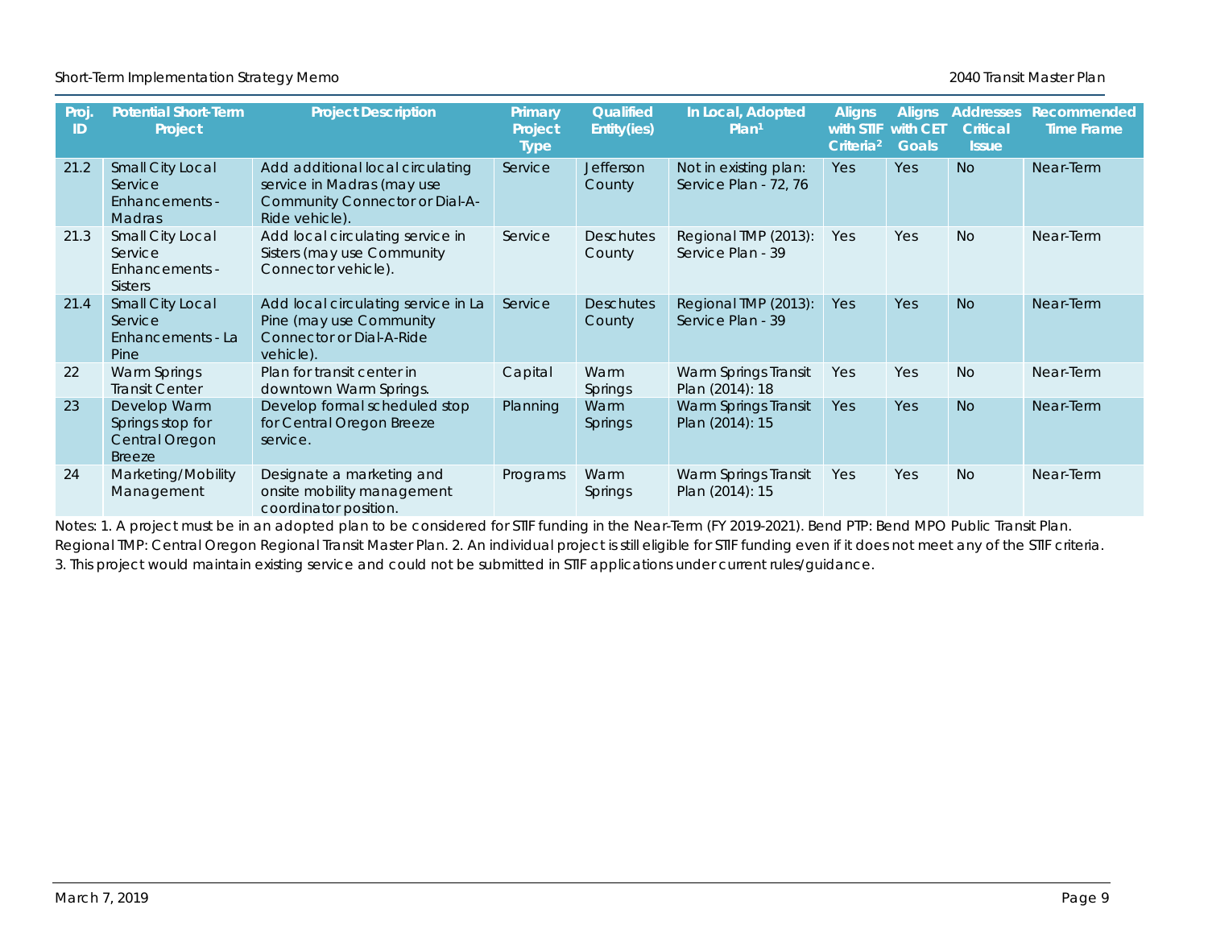| Proj. ID | Potential Short-Term Project | Project Description | Primary Project Type | Qualified Entity(ies) | In Local, Adopted Plan[1] | Aligns with STIF Criteria[2] | Aligns with CET Goals | Addresses Critical Issue | Recommended Time Frame |
|---|---|---|---|---|---|---|---|---|---|
| 21.2 | Small City Local Service Enhancements - Madras | Add additional local circulating service in Madras (may use Community Connector or Dial-A-Ride vehicle). | Service | Jefferson County | Not in existing plan: Service Plan - 72, 76 | Yes | Yes | No | Near-Term |
| 21.3 | Small City Local Service Enhancements - Sisters | Add local circulating service in Sisters (may use Community Connector vehicle). | Service | Deschutes County | Regional TMP (2013): Service Plan - 39 | Yes | Yes | No | Near-Term |
| 21.4 | Small City Local Service Enhancements - La Pine | Add local circulating service in La Pine (may use Community Connector or Dial-A-Ride vehicle). | Service | Deschutes County | Regional TMP (2013): Service Plan - 39 | Yes | Yes | No | Near-Term |
| 22 | Warm Springs Transit Center | Plan for transit center in downtown Warm Springs. | Capital | Warm Springs | Warm Springs Transit Plan (2014): 18 | Yes | Yes | No | Near-Term |
| 23 | Develop Warm Springs stop for Central Oregon Breeze | Develop formal scheduled stop for Central Oregon Breeze service. | Planning | Warm Springs | Warm Springs Transit Plan (2014): 15 | Yes | Yes | No | Near-Term |
| 24 | Marketing/Mobility Management | Designate a marketing and onsite mobility management coordinator position. | Programs | Warm Springs | Warm Springs Transit Plan (2014): 15 | Yes | Yes | No | Near-Term |

Notes: 1. A project must be in an adopted plan to be considered for STIF funding in the Near-Term (FY 2019-2021). Bend PTP: Bend MPO Public Transit Plan. Regional TMP: Central Oregon Regional Transit Master Plan. 2. An individual project is still eligible for STIF funding even if it does not meet any of the STIF criteria. 3. This project would maintain existing service and could not be submitted in STIF applications under current rules/guidance.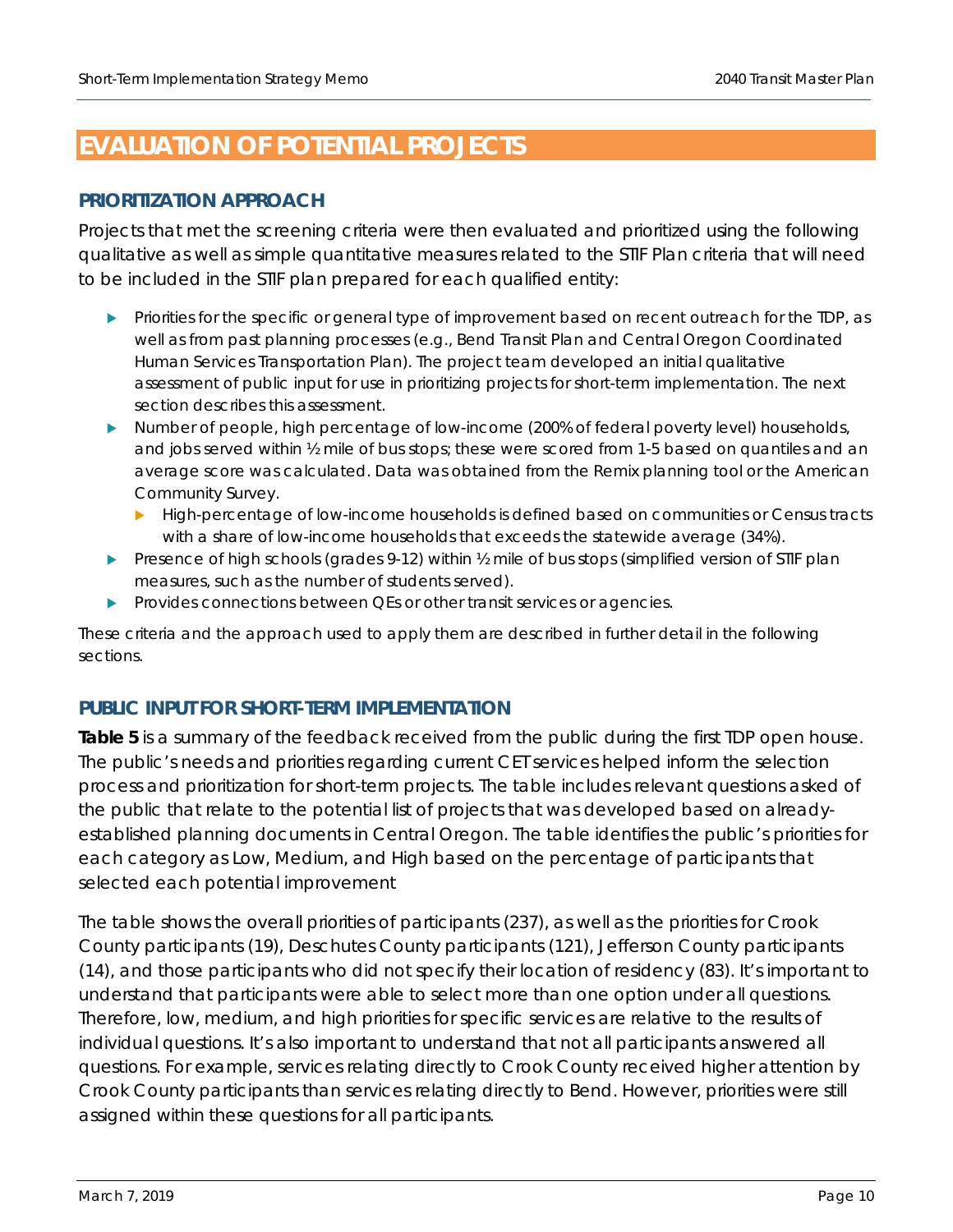# EVALUATION OF POTENTIAL PROJECTS

## PRIORITIZATION APPROACH

Projects that met the screening criteria were then evaluated and prioritized using the following qualitative as well as simple quantitative measures related to the STIF Plan criteria that will need to be included in the STIF plan prepared for each qualified entity:

- Priorities for the specific or general type of improvement based on recent outreach for the TDP, as well as from past planning processes (e.g., Bend Transit Plan and Central Oregon Coordinated Human Services Transportation Plan). The project team developed an initial qualitative assessment of public input for use in prioritizing projects for short-term implementation. The next section describes this assessment.
- Number of people, high percentage of low-income (200% of federal poverty level) households, and jobs served within ½ mile of bus stops; these were scored from 1-5 based on quantiles and an average score was calculated. Data was obtained from the Remix planning tool or the American Community Survey.
  - High-percentage of low-income households is defined based on communities or Census tracts with a share of low-income households that exceeds the statewide average (34%).
- Presence of high schools (grades 9-12) within ½ mile of bus stops (simplified version of STIF plan measures, such as the number of students served).
- Provides connections between QEs or other transit services or agencies.

These criteria and the approach used to apply them are described in further detail in the following sections.

## PUBLIC INPUT FOR SHORT-TERM IMPLEMENTATION

**Table 5** is a summary of the feedback received from the public during the first TDP open house. The public's needs and priorities regarding current CET services helped inform the selection process and prioritization for short-term projects. The table includes relevant questions asked of the public that relate to the potential list of projects that was developed based on already-established planning documents in Central Oregon. The table identifies the public's priorities for each category as Low, Medium, and High based on the percentage of participants that selected each potential improvement

The table shows the overall priorities of participants (237), as well as the priorities for Crook County participants (19), Deschutes County participants (121), Jefferson County participants (14), and those participants who did not specify their location of residency (83). It's important to understand that participants were able to select more than one option under all questions. Therefore, low, medium, and high priorities for specific services are relative to the results of individual questions. It's also important to understand that not all participants answered all questions. For example, services relating directly to Crook County received higher attention by Crook County participants than services relating directly to Bend. However, priorities were still assigned within these questions for all participants.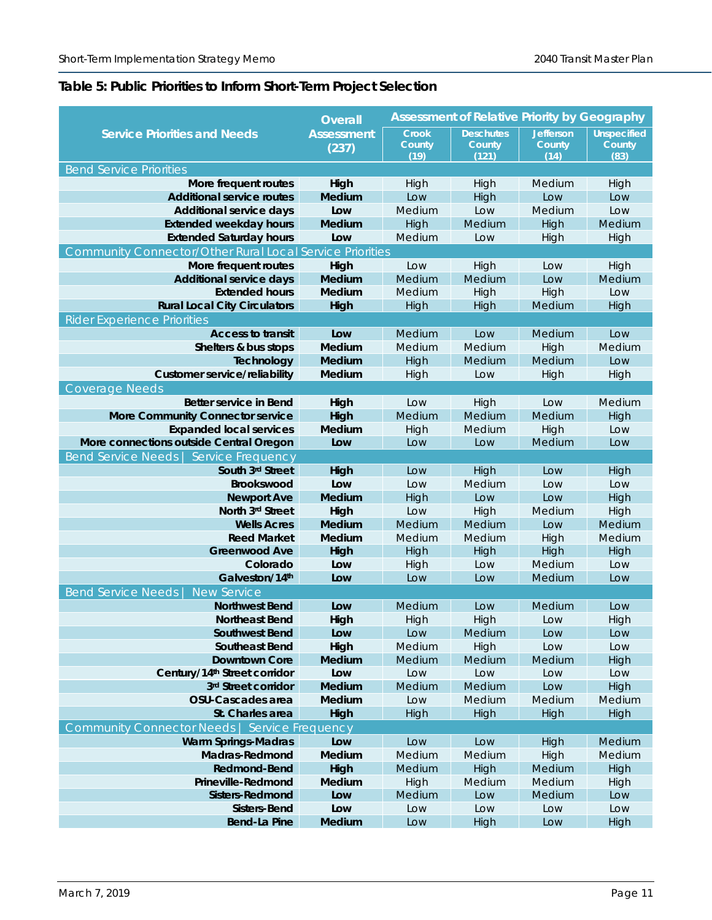## Table 5: Public Priorities to Inform Short-Term Project Selection

| Service Priorities and Needs | Overall Assessment (237) | Assessment of Relative Priority by Geography | | | |
|---|---|---|---|---|---|
| | | Crook County (19) | Deschutes County (121) | Jefferson County (14) | Unspecified County (83) |
| **Bend Service Priorities** | | | | | |
| **More frequent routes** | **High** | High | High | Medium | High |
| **Additional service routes** | **Medium** | Low | High | Low | Low |
| **Additional service days** | **Low** | Medium | Low | Medium | Low |
| **Extended weekday hours** | **Medium** | High | Medium | High | Medium |
| **Extended Saturday hours** | **Low** | Medium | Low | High | High |
| **Community Connector/Other Rural Local Service Priorities** | | | | | |
| **More frequent routes** | **High** | Low | High | Low | High |
| **Additional service days** | **Medium** | Medium | Medium | Low | Medium |
| **Extended hours** | **Medium** | Medium | High | High | Low |
| **Rural Local City Circulators** | **High** | High | High | Medium | High |
| **Rider Experience Priorities** | | | | | |
| **Access to transit** | **Low** | Medium | Low | Medium | Low |
| **Shelters & bus stops** | **Medium** | Medium | Medium | High | Medium |
| **Technology** | **Medium** | High | Medium | Medium | Low |
| **Customer service/reliability** | **Medium** | High | Low | High | High |
| **Coverage Needs** | | | | | |
| **Better service in Bend** | **High** | Low | High | Low | Medium |
| **More Community Connector service** | **High** | Medium | Medium | Medium | High |
| **Expanded local services** | **Medium** | High | Medium | High | Low |
| **More connections outside Central Oregon** | **Low** | Low | Low | Medium | Low |
| **Bend Service Needs \| Service Frequency** | | | | | |
| **South 3rd Street** | **High** | Low | High | Low | High |
| **Brookswood** | **Low** | Low | Medium | Low | Low |
| **Newport Ave** | **Medium** | High | Low | Low | High |
| **North 3rd Street** | **High** | Low | High | Medium | High |
| **Wells Acres** | **Medium** | Medium | Medium | Low | Medium |
| **Reed Market** | **Medium** | Medium | Medium | High | Medium |
| **Greenwood Ave** | **High** | High | High | High | High |
| **Colorado** | **Low** | High | Low | Medium | Low |
| **Galveston/14th** | **Low** | Low | Low | Medium | Low |
| **Bend Service Needs \| New Service** | | | | | |
| **Northwest Bend** | **Low** | Medium | Low | Medium | Low |
| **Northeast Bend** | **High** | High | High | Low | High |
| **Southwest Bend** | **Low** | Low | Medium | Low | Low |
| **Southeast Bend** | **High** | Medium | High | Low | Low |
| **Downtown Core** | **Medium** | Medium | Medium | Medium | High |
| **Century/14th Street corridor** | **Low** | Low | Low | Low | Low |
| **3rd Street corridor** | **Medium** | Medium | Medium | Low | High |
| **OSU-Cascades area** | **Medium** | Low | Medium | Medium | Medium |
| **St. Charles area** | **High** | High | High | High | High |
| **Community Connector Needs \| Service Frequency** | | | | | |
| **Warm Springs-Madras** | **Low** | Low | Low | High | Medium |
| **Madras-Redmond** | **Medium** | Medium | Medium | High | Medium |
| **Redmond-Bend** | **High** | Medium | High | Medium | High |
| **Prineville-Redmond** | **Medium** | High | Medium | Medium | High |
| **Sisters-Redmond** | **Low** | Medium | Low | Medium | Low |
| **Sisters-Bend** | **Low** | Low | Low | Low | Low |
| **Bend-La Pine** | **Medium** | Low | High | Low | High |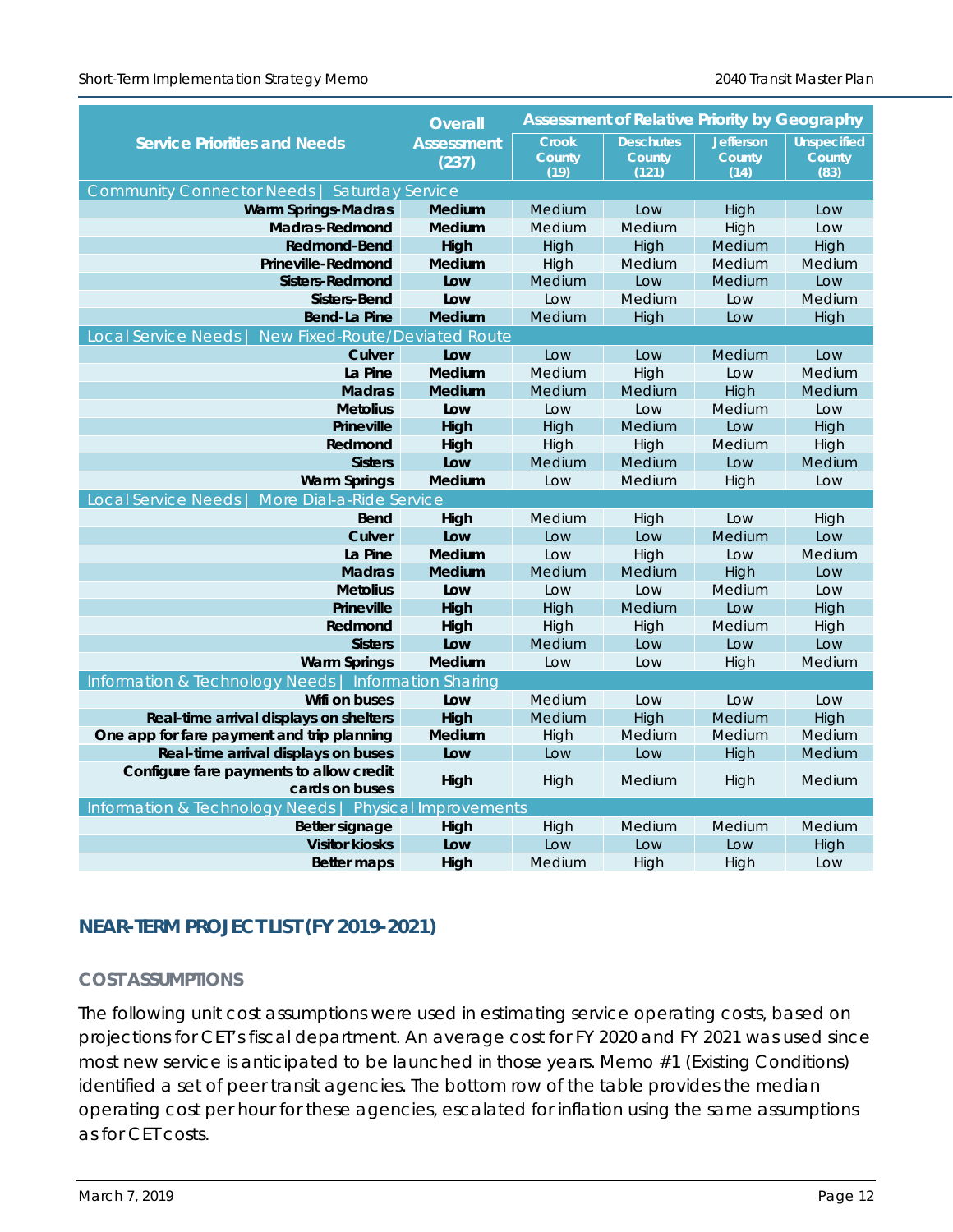| Service Priorities and Needs | Overall Assessment (237) | Assessment of Relative Priority by Geography | | | |
|---|---|---|---|---|---|
| | | Crook County (19) | Deschutes County (121) | Jefferson County (14) | Unspecified County (83) |
| **Community Connector Needs \| Saturday Service** | | | | | |
| **Warm Springs-Madras** | **Medium** | Medium | Low | High | Low |
| **Madras-Redmond** | **Medium** | Medium | Medium | High | Low |
| **Redmond-Bend** | **High** | High | High | Medium | High |
| **Prineville-Redmond** | **Medium** | High | Medium | Medium | Medium |
| **Sisters-Redmond** | **Low** | Medium | Low | Medium | Low |
| **Sisters-Bend** | **Low** | Low | Medium | Low | Medium |
| **Bend-La Pine** | **Medium** | Medium | High | Low | High |
| **Local Service Needs \| New Fixed-Route/Deviated Route** | | | | | |
| **Culver** | **Low** | Low | Low | Medium | Low |
| **La Pine** | **Medium** | Medium | High | Low | Medium |
| **Madras** | **Medium** | Medium | Medium | High | Medium |
| **Metolius** | **Low** | Low | Low | Medium | Low |
| **Prineville** | **High** | High | Medium | Low | High |
| **Redmond** | **High** | High | High | Medium | High |
| **Sisters** | **Low** | Medium | Medium | Low | Medium |
| **Warm Springs** | **Medium** | Low | Medium | High | Low |
| **Local Service Needs \| More Dial-a-Ride Service** | | | | | |
| **Bend** | **High** | Medium | High | Low | High |
| **Culver** | **Low** | Low | Low | Medium | Low |
| **La Pine** | **Medium** | Low | High | Low | Medium |
| **Madras** | **Medium** | Medium | Medium | High | Low |
| **Metolius** | **Low** | Low | Low | Medium | Low |
| **Prineville** | **High** | High | Medium | Low | High |
| **Redmond** | **High** | High | High | Medium | High |
| **Sisters** | **Low** | Medium | Low | Low | Low |
| **Warm Springs** | **Medium** | Low | Low | High | Medium |
| **Information & Technology Needs \| Information Sharing** | | | | | |
| **Wifi on buses** | **Low** | Medium | Low | Low | Low |
| **Real-time arrival displays on shelters** | **High** | Medium | High | Medium | High |
| **One app for fare payment and trip planning** | **Medium** | High | Medium | Medium | Medium |
| **Real-time arrival displays on buses** | **Low** | Low | Low | High | Medium |
| **Configure fare payments to allow credit cards on buses** | **High** | High | Medium | High | Medium |
| **Information & Technology Needs \| Physical Improvements** | | | | | |
| **Better signage** | **High** | High | Medium | Medium | Medium |
| **Visitor kiosks** | **Low** | Low | Low | Low | High |
| **Better maps** | **High** | Medium | High | High | Low |

## NEAR-TERM PROJECT LIST (FY 2019-2021)

### COST ASSUMPTIONS

The following unit cost assumptions were used in estimating service operating costs, based on projections for CET's fiscal department. An average cost for FY 2020 and FY 2021 was used since most new service is anticipated to be launched in those years. Memo #1 (Existing Conditions) identified a set of peer transit agencies. The bottom row of the table provides the median operating cost per hour for these agencies, escalated for inflation using the same assumptions as for CET costs.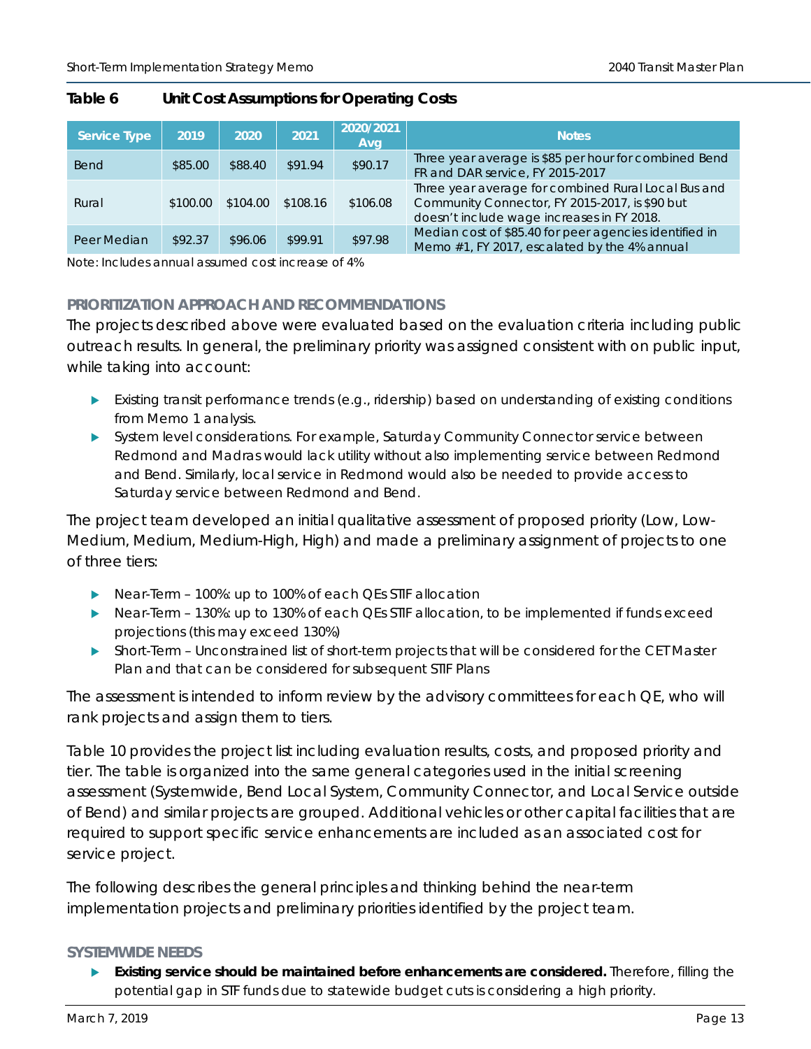**Table 6 Unit Cost Assumptions for Operating Costs**

| Service Type | 2019 | 2020 | 2021 | 2020/2021 Avg | Notes |
|---|---|---|---|---|---|
| Bend | $85.00 | $88.40 | $91.94 | $90.17 | Three year average is $85 per hour for combined Bend FR and DAR service, FY 2015-2017 |
| Rural | $100.00 | $104.00 | $108.16 | $106.08 | Three year average for combined Rural Local Bus and Community Connector, FY 2015-2017, is $90 but doesn't include wage increases in FY 2018. |
| Peer Median | $92.37 | $96.06 | $99.91 | $97.98 | Median cost of $85.40 for peer agencies identified in Memo #1, FY 2017, escalated by the 4% annual |

Note: Includes annual assumed cost increase of 4%

## PRIORITIZATION APPROACH AND RECOMMENDATIONS

The projects described above were evaluated based on the evaluation criteria including public outreach results. In general, the preliminary priority was assigned consistent with on public input, while taking into account:

- Existing transit performance trends (e.g., ridership) based on understanding of existing conditions from Memo 1 analysis.
- System level considerations. For example, Saturday Community Connector service between Redmond and Madras would lack utility without also implementing service between Redmond and Bend. Similarly, local service in Redmond would also be needed to provide access to Saturday service between Redmond and Bend.

The project team developed an initial qualitative assessment of proposed priority (Low, Low-Medium, Medium, Medium-High, High) and made a preliminary assignment of projects to one of three tiers:

- Near-Term – 100%: up to 100% of each QEs STIF allocation
- Near-Term – 130%: up to 130% of each QEs STIF allocation, to be implemented if funds exceed projections (this may exceed 130%)
- Short-Term – Unconstrained list of short-term projects that will be considered for the CET Master Plan and that can be considered for subsequent STIF Plans

The assessment is intended to inform review by the advisory committees for each QE, who will rank projects and assign them to tiers.

Table 10 provides the project list including evaluation results, costs, and proposed priority and tier. The table is organized into the same general categories used in the initial screening assessment (Systemwide, Bend Local System, Community Connector, and Local Service outside of Bend) and similar projects are grouped. Additional vehicles or other capital facilities that are required to support specific service enhancements are included as an associated cost for service project.

The following describes the general principles and thinking behind the near-term implementation projects and preliminary priorities identified by the project team.

## SYSTEMWIDE NEEDS

- **Existing service should be maintained before enhancements are considered.** Therefore, filling the potential gap in STF funds due to statewide budget cuts is considering a high priority.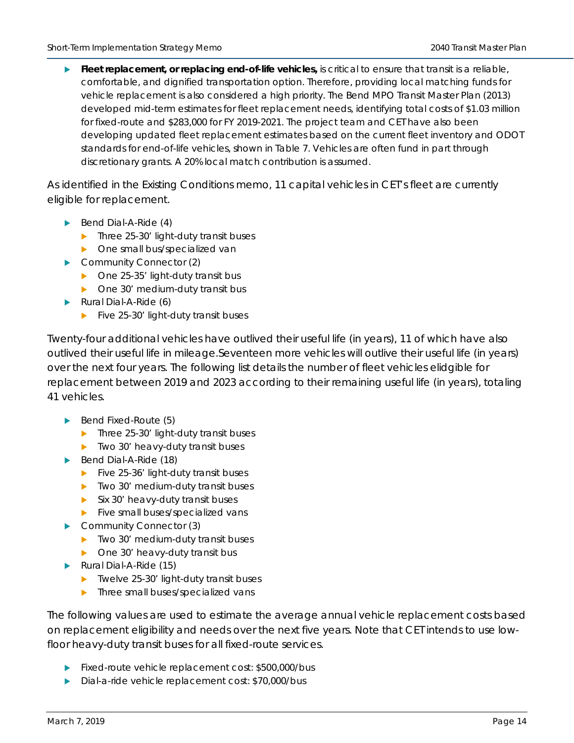- **Fleet replacement, or replacing end-of-life vehicles,** is critical to ensure that transit is a reliable, comfortable, and dignified transportation option. Therefore, providing local matching funds for vehicle replacement is also considered a high priority. The Bend MPO Transit Master Plan (2013) developed mid-term estimates for fleet replacement needs, identifying total costs of $1.03 million for fixed-route and $283,000 for FY 2019-2021. The project team and CET have also been developing updated fleet replacement estimates based on the current fleet inventory and ODOT standards for end-of-life vehicles, shown in Table 7. Vehicles are often fund in part through discretionary grants. A 20% local match contribution is assumed.

As identified in the Existing Conditions memo, 11 capital vehicles in CET's fleet are currently eligible for replacement.

- Bend Dial-A-Ride (4)
  - Three 25-30' light-duty transit buses
  - One small bus/specialized van
- Community Connector (2)
  - One 25-35' light-duty transit bus
  - One 30' medium-duty transit bus
- Rural Dial-A-Ride (6)
  - Five 25-30' light-duty transit buses

Twenty-four additional vehicles have outlived their useful life (in years), 11 of which have also outlived their useful life in mileage.Seventeen more vehicles will outlive their useful life (in years) over the next four years. The following list details the number of fleet vehicles elidgible for replacement between 2019 and 2023 according to their remaining useful life (in years), totaling 41 vehicles.

- Bend Fixed-Route (5)
  - Three 25-30' light-duty transit buses
  - Two 30' heavy-duty transit buses
- Bend Dial-A-Ride (18)
  - Five 25-36' light-duty transit buses
  - Two 30' medium-duty transit buses
  - Six 30' heavy-duty transit buses
  - Five small buses/specialized vans
- Community Connector (3)
  - Two 30' medium-duty transit buses
  - One 30' heavy-duty transit bus
- Rural Dial-A-Ride (15)
  - Twelve 25-30' light-duty transit buses
  - Three small buses/specialized vans

The following values are used to estimate the average annual vehicle replacement costs based on replacement eligibility and needs over the next five years. Note that CET intends to use low-floor heavy-duty transit buses for all fixed-route services.

- Fixed-route vehicle replacement cost: $500,000/bus
- Dial-a-ride vehicle replacement cost: $70,000/bus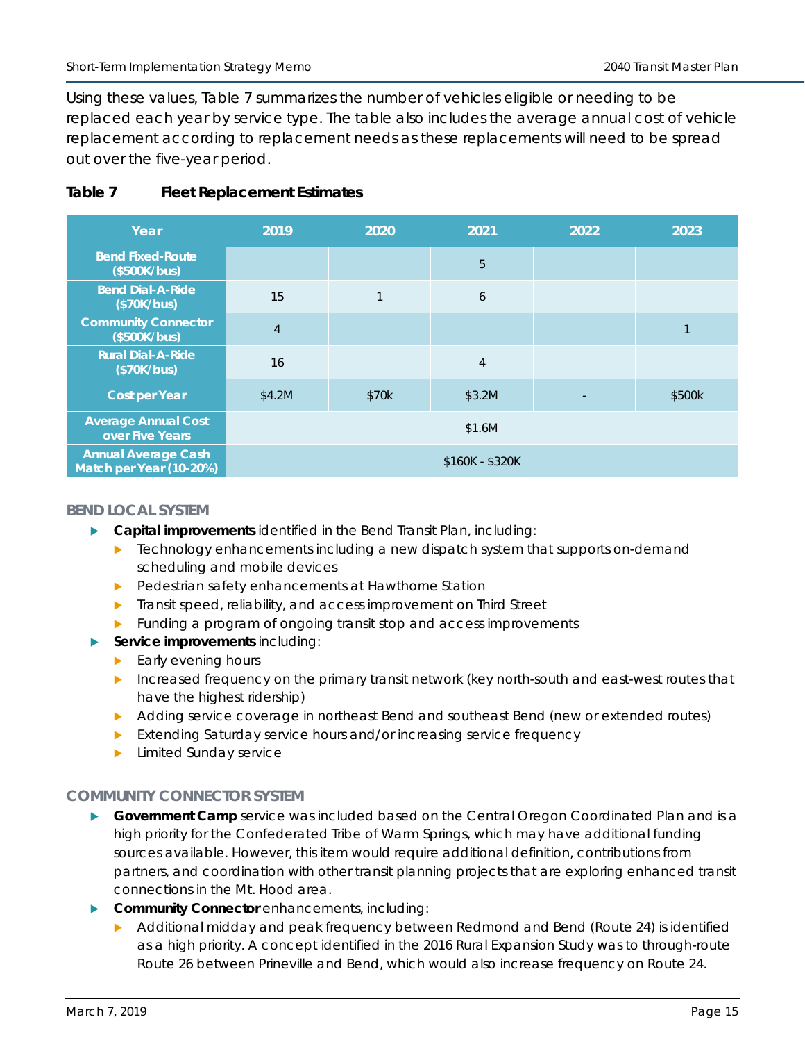Using these values, Table 7 summarizes the number of vehicles eligible or needing to be replaced each year by service type. The table also includes the average annual cost of vehicle replacement according to replacement needs as these replacements will need to be spread out over the five-year period.

**Table 7 Fleet Replacement Estimates**

| Year | 2019 | 2020 | 2021 | 2022 | 2023 |
|---|---|---|---|---|---|
| Bend Fixed-Route ($500K/bus) | | | 5 | | |
| Bend Dial-A-Ride ($70K/bus) | 15 | 1 | 6 | | |
| Community Connector ($500K/bus) | 4 | | | | 1 |
| Rural Dial-A-Ride ($70K/bus) | 16 | | 4 | | |
| Cost per Year | $4.2M | $70k | $3.2M | - | $500k |
| Average Annual Cost over Five Years | $1.6M | | | | |
| Annual Average Cash Match per Year (10-20%) | $160K - $320K | | | | |

### BEND LOCAL SYSTEM

- **Capital improvements** identified in the Bend Transit Plan, including:
  - Technology enhancements including a new dispatch system that supports on-demand scheduling and mobile devices
  - Pedestrian safety enhancements at Hawthorne Station
  - Transit speed, reliability, and access improvement on Third Street
  - Funding a program of ongoing transit stop and access improvements
- **Service improvements** including:
  - Early evening hours
  - Increased frequency on the primary transit network (key north-south and east-west routes that have the highest ridership)
  - Adding service coverage in northeast Bend and southeast Bend (new or extended routes)
  - Extending Saturday service hours and/or increasing service frequency
  - Limited Sunday service

### COMMUNITY CONNECTOR SYSTEM

- **Government Camp** service was included based on the Central Oregon Coordinated Plan and is a high priority for the Confederated Tribe of Warm Springs, which may have additional funding sources available. However, this item would require additional definition, contributions from partners, and coordination with other transit planning projects that are exploring enhanced transit connections in the Mt. Hood area.
- **Community Connector** enhancements, including:
  - Additional midday and peak frequency between Redmond and Bend (Route 24) is identified as a high priority. A concept identified in the 2016 Rural Expansion Study was to through-route Route 26 between Prineville and Bend, which would also increase frequency on Route 24.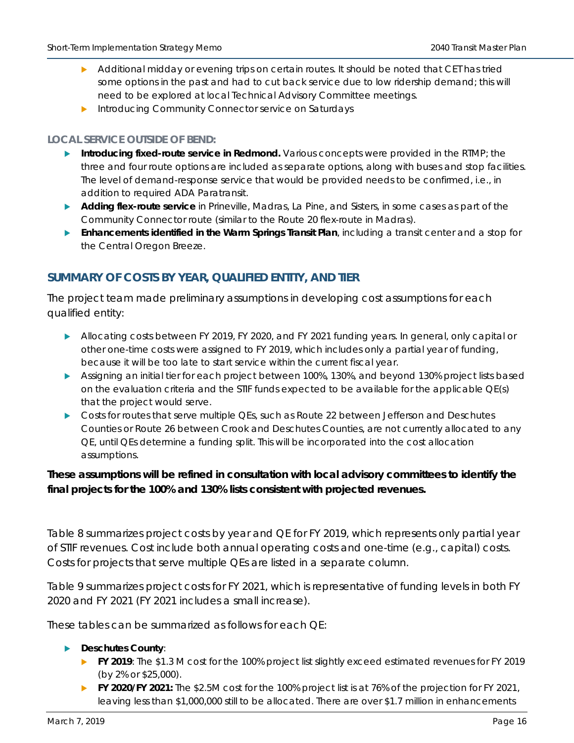- Additional midday or evening trips on certain routes. It should be noted that CET has tried some options in the past and had to cut back service due to low ridership demand; this will need to be explored at local Technical Advisory Committee meetings.
- Introducing Community Connector service on Saturdays

**LOCAL SERVICE OUTSIDE OF BEND:**

- **Introducing fixed-route service in Redmond.** Various concepts were provided in the RTMP; the three and four route options are included as separate options, along with buses and stop facilities. The level of demand-response service that would be provided needs to be confirmed, i.e., in addition to required ADA Paratransit.
- **Adding flex-route service** in Prineville, Madras, La Pine, and Sisters, in some cases as part of the Community Connector route (similar to the Route 20 flex-route in Madras).
- **Enhancements identified in the Warm Springs Transit Plan**, including a transit center and a stop for the Central Oregon Breeze.

## SUMMARY OF COSTS BY YEAR, QUALIFIED ENTITY, AND TIER

The project team made preliminary assumptions in developing cost assumptions for each qualified entity:

- Allocating costs between FY 2019, FY 2020, and FY 2021 funding years. In general, only capital or other one-time costs were assigned to FY 2019, which includes only a partial year of funding, because it will be too late to start service within the current fiscal year.
- Assigning an initial tier for each project between 100%, 130%, and beyond 130% project lists based on the evaluation criteria and the STIF funds expected to be available for the applicable QE(s) that the project would serve.
- Costs for routes that serve multiple QEs, such as Route 22 between Jefferson and Deschutes Counties or Route 26 between Crook and Deschutes Counties, are not currently allocated to any QE, until QEs determine a funding split. This will be incorporated into the cost allocation assumptions.

**These assumptions will be refined in consultation with local advisory committees to identify the final projects for the 100% and 130% lists consistent with projected revenues.**

Table 8 summarizes project costs by year and QE for FY 2019, which represents only partial year of STIF revenues. Cost include both annual operating costs and one-time (e.g., capital) costs. Costs for projects that serve multiple QEs are listed in a separate column.

Table 9 summarizes project costs for FY 2021, which is representative of funding levels in both FY 2020 and FY 2021 (FY 2021 includes a small increase).

These tables can be summarized as follows for each QE:

- **Deschutes County**:
  - **FY 2019**: The $1.3 M cost for the 100% project list slightly exceed estimated revenues for FY 2019 (by 2% or $25,000).
  - **FY 2020/FY 2021:** The $2.5M cost for the 100% project list is at 76% of the projection for FY 2021, leaving less than $1,000,000 still to be allocated. There are over $1.7 million in enhancements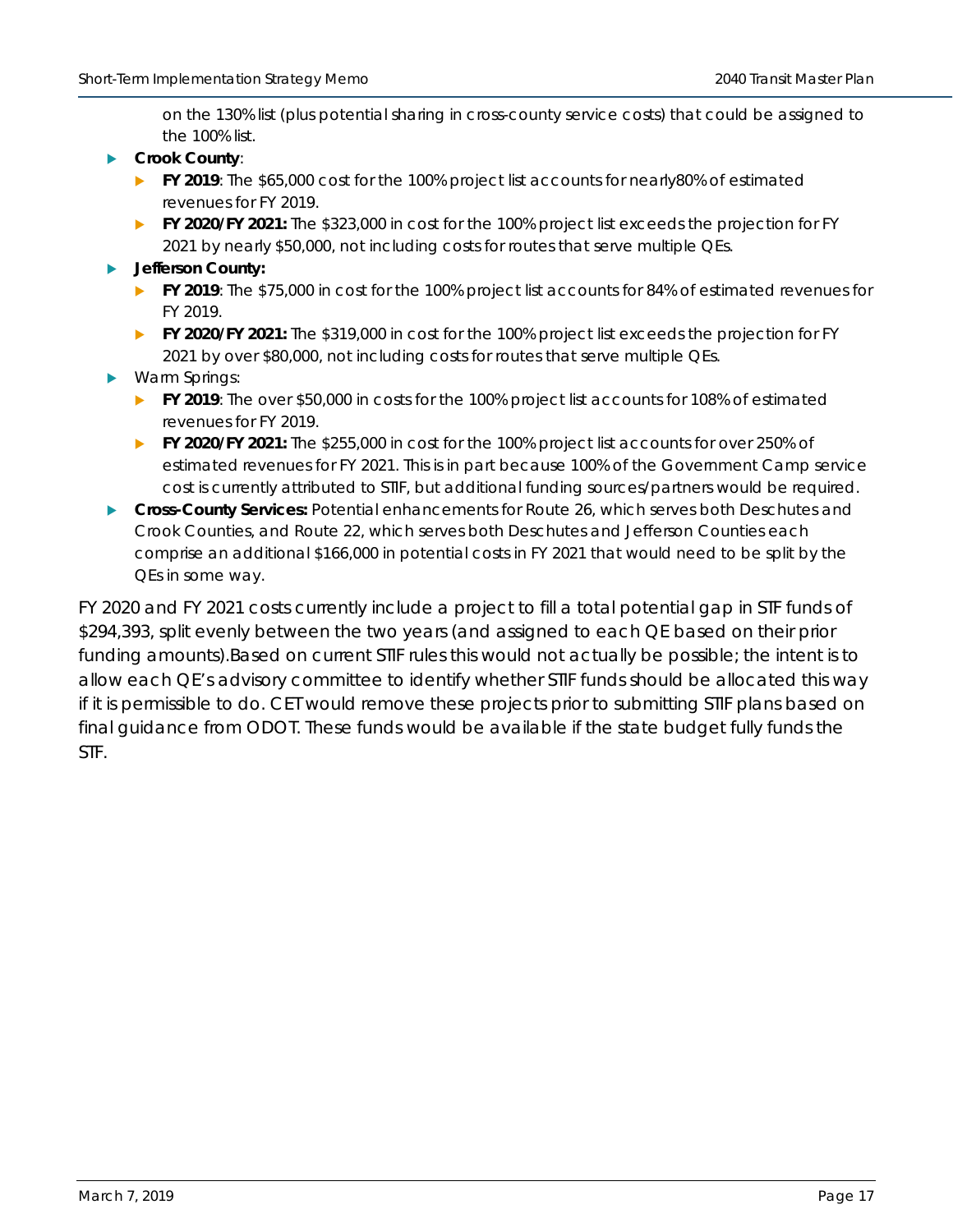on the 130% list (plus potential sharing in cross-county service costs) that could be assigned to the 100% list.

- **Crook County**:
  - **FY 2019**: The $65,000 cost for the 100% project list accounts for nearly80% of estimated revenues for FY 2019.
  - **FY 2020/FY 2021:** The $323,000 in cost for the 100% project list exceeds the projection for FY 2021 by nearly $50,000, not including costs for routes that serve multiple QEs.
- **Jefferson County:**
  - **FY 2019**: The $75,000 in cost for the 100% project list accounts for 84% of estimated revenues for FY 2019.
  - **FY 2020/FY 2021:** The $319,000 in cost for the 100% project list exceeds the projection for FY 2021 by over $80,000, not including costs for routes that serve multiple QEs.
- Warm Springs:
  - **FY 2019**: The over $50,000 in costs for the 100% project list accounts for 108% of estimated revenues for FY 2019.
  - **FY 2020/FY 2021:** The $255,000 in cost for the 100% project list accounts for over 250% of estimated revenues for FY 2021. This is in part because 100% of the Government Camp service cost is currently attributed to STIF, but additional funding sources/partners would be required.
- **Cross-County Services:** Potential enhancements for Route 26, which serves both Deschutes and Crook Counties, and Route 22, which serves both Deschutes and Jefferson Counties each comprise an additional $166,000 in potential costs in FY 2021 that would need to be split by the QEs in some way.

FY 2020 and FY 2021 costs currently include a project to fill a total potential gap in STF funds of $294,393, split evenly between the two years (and assigned to each QE based on their prior funding amounts).Based on current STIF rules this would not actually be possible; the intent is to allow each QE's advisory committee to identify whether STIF funds should be allocated this way if it is permissible to do. CET would remove these projects prior to submitting STIF plans based on final guidance from ODOT. These funds would be available if the state budget fully funds the STF.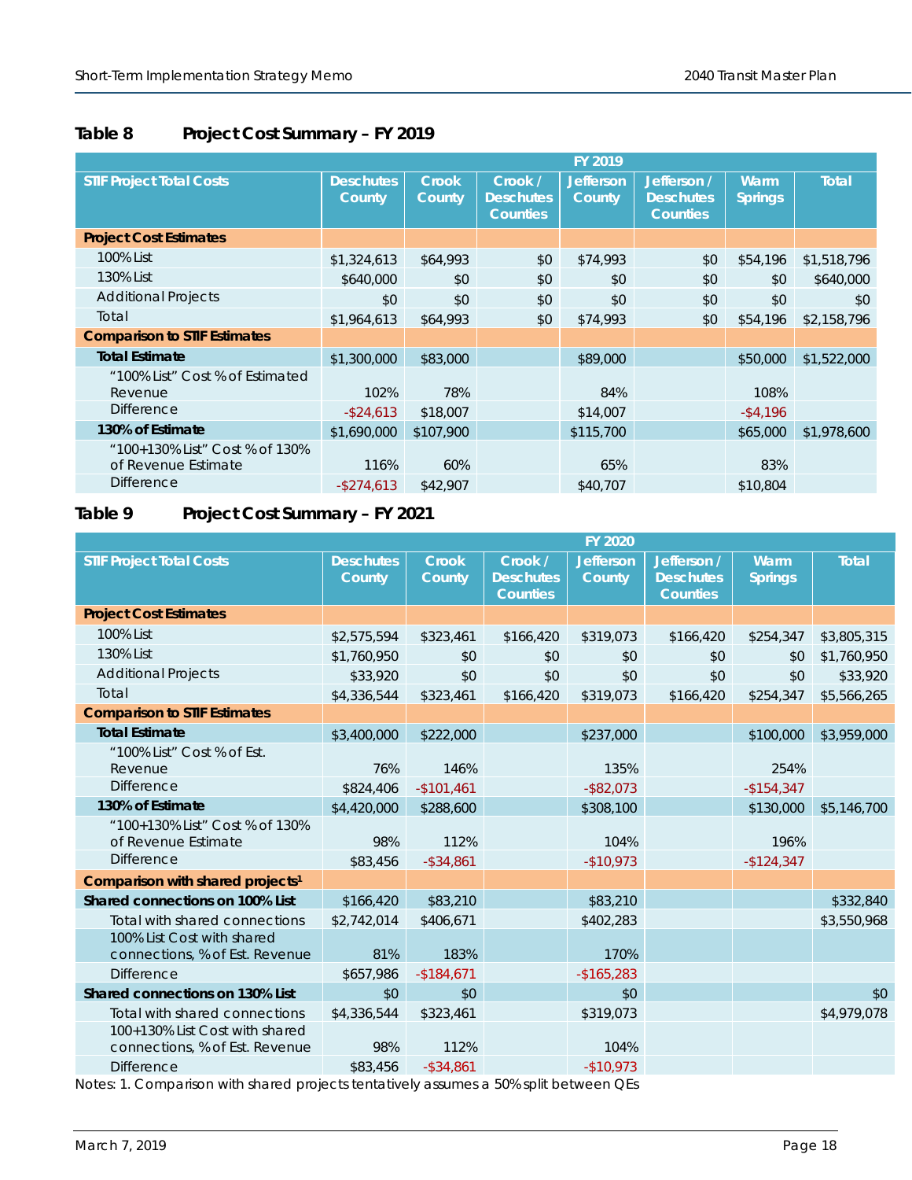## Table 8 Project Cost Summary – FY 2019

| STIF Project Total Costs | FY 2019 | | | | | | |
|---|---|---|---|---|---|---|---|
| | Deschutes County | Crook County | Crook / Deschutes Counties | Jefferson County | Jefferson / Deschutes Counties | Warm Springs | Total |
| **Project Cost Estimates** | | | | | | | |
| 100% List | $1,324,613 | $64,993 | $0 | $74,993 | $0 | $54,196 | $1,518,796 |
| 130% List | $640,000 | $0 | $0 | $0 | $0 | $0 | $640,000 |
| Additional Projects | $0 | $0 | $0 | $0 | $0 | $0 | $0 |
| Total | $1,964,613 | $64,993 | $0 | $74,993 | $0 | $54,196 | $2,158,796 |
| **Comparison to STIF Estimates** | | | | | | | |
| **Total Estimate** | $1,300,000 | $83,000 | | $89,000 | | $50,000 | $1,522,000 |
| "100% List" Cost % of Estimated Revenue | 102% | 78% | | 84% | | 108% | |
| Difference | -$24,613 | $18,007 | | $14,007 | | -$4,196 | |
| **130% of Estimate** | $1,690,000 | $107,900 | | $115,700 | | $65,000 | $1,978,600 |
| "100+130% List" Cost % of 130% of Revenue Estimate | 116% | 60% | | 65% | | 83% | |
| Difference | -$274,613 | $42,907 | | $40,707 | | $10,804 | |

## Table 9 Project Cost Summary – FY 2021

| STIF Project Total Costs | FY 2020 | | | | | | |
|---|---|---|---|---|---|---|---|
| | Deschutes County | Crook County | Crook / Deschutes Counties | Jefferson County | Jefferson / Deschutes Counties | Warm Springs | Total |
| **Project Cost Estimates** | | | | | | | |
| 100% List | $2,575,594 | $323,461 | $166,420 | $319,073 | $166,420 | $254,347 | $3,805,315 |
| 130% List | $1,760,950 | $0 | $0 | $0 | $0 | $0 | $1,760,950 |
| Additional Projects | $33,920 | $0 | $0 | $0 | $0 | $0 | $33,920 |
| Total | $4,336,544 | $323,461 | $166,420 | $319,073 | $166,420 | $254,347 | $5,566,265 |
| **Comparison to STIF Estimates** | | | | | | | |
| **Total Estimate** | $3,400,000 | $222,000 | | $237,000 | | $100,000 | $3,959,000 |
| "100% List" Cost % of Est. Revenue | 76% | 146% | | 135% | | 254% | |
| Difference | $824,406 | -$101,461 | | -$82,073 | | -$154,347 | |
| **130% of Estimate** | $4,420,000 | $288,600 | | $308,100 | | $130,000 | $5,146,700 |
| "100+130% List" Cost % of 130% of Revenue Estimate | 98% | 112% | | 104% | | 196% | |
| Difference | $83,456 | -$34,861 | | -$10,973 | | -$124,347 | |
| **Comparison with shared projects[1]** | | | | | | | |
| **Shared connections on 100% List** | $166,420 | $83,210 | | $83,210 | | | $332,840 |
| Total with shared connections | $2,742,014 | $406,671 | | $402,283 | | | $3,550,968 |
| 100% List Cost with shared connections, % of Est. Revenue | 81% | 183% | | 170% | | | |
| Difference | $657,986 | -$184,671 | | -$165,283 | | | |
| **Shared connections on 130% List** | $0 | $0 | | $0 | | | $0 |
| Total with shared connections | $4,336,544 | $323,461 | | $319,073 | | | $4,979,078 |
| 100+130% List Cost with shared connections, % of Est. Revenue | 98% | 112% | | 104% | | | |
| Difference | $83,456 | -$34,861 | | -$10,973 | | | |

Notes: 1. Comparison with shared projects tentatively assumes a 50% split between QEs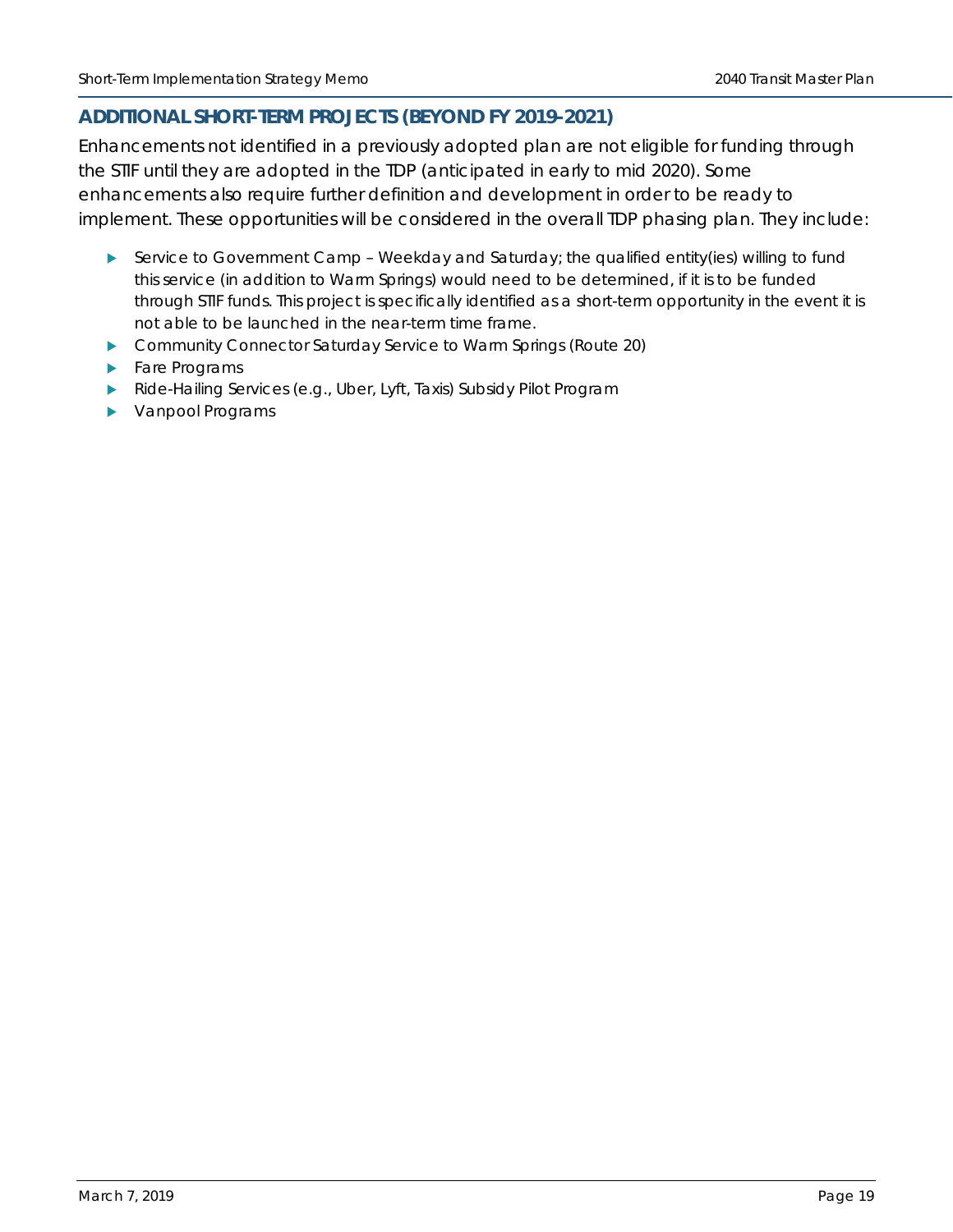## ADDITIONAL SHORT-TERM PROJECTS (BEYOND FY 2019-2021)

Enhancements not identified in a previously adopted plan are not eligible for funding through the STIF until they are adopted in the TDP (anticipated in early to mid 2020). Some enhancements also require further definition and development in order to be ready to implement. These opportunities will be considered in the overall TDP phasing plan. They include:

- Service to Government Camp – Weekday and Saturday; the qualified entity(ies) willing to fund this service (in addition to Warm Springs) would need to be determined, if it is to be funded through STIF funds. This project is specifically identified as a short-term opportunity in the event it is not able to be launched in the near-term time frame.
- Community Connector Saturday Service to Warm Springs (Route 20)
- Fare Programs
- Ride-Hailing Services (e.g., Uber, Lyft, Taxis) Subsidy Pilot Program
- Vanpool Programs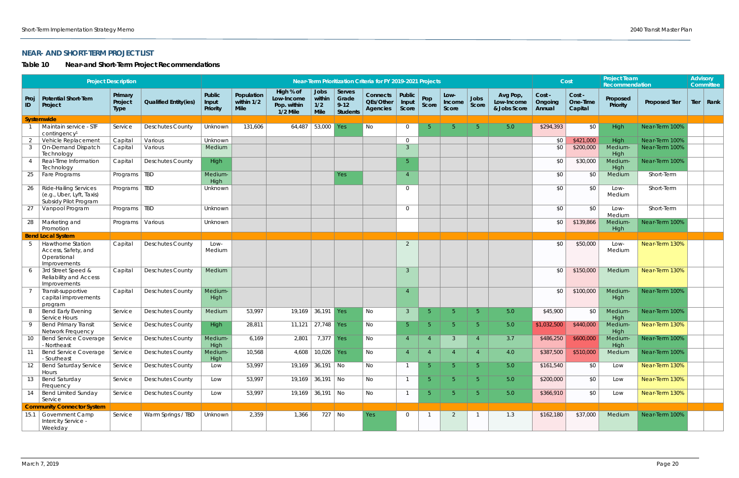## NEAR- AND SHORT-TERM PROJECT LIST

### Table 10 Near-and Short-Term Project Recommendations

| Project Description | | | | Near-Term Prioritization Criteria for FY 2019-2021 Projects | | | | | | | | | | | Cost | | Project Team Recommendation | | Advisory Committee | |
|---|---|---|---|---|---|---|---|---|---|---|---|---|---|---|---|---|---|---|---|---|
| Proj ID | Potential Short-Term Project | Primary Project Type | Qualified Entity(ies) | Public Input Priority | Population within 1/2 Mile | High % of Low-Income Pop. within 1/2 Mile | Jobs within 1/2 Mile | Serves Grade 9-12 Students | Connects QEs/Other Agencies | Public Input Score | Pop Score | Low-Income Score | Jobs Score | Avg Pop, Low-Income & Jobs Score | Cost - Ongoing Annual | Cost - One-Time Capital | Proposed Priority | Proposed Tier | Tier | Rank |
| **Systemwide** | | | | | | | | | | | | | | | | | | | | |
| 1 | Maintain service - STF contingency[1] | Service | Deschutes County | Unknown | 131,606 | 64,487 | 53,000 | Yes | No | 0 | 5 | 5 | 5 | 5.0 | $294,393 | $0 | High | Near-Term 100% | | |
| 2 | Vehicle Replacement | Capital | Various | Unknown | | | | | | 0 | | | | | $0 | $421,000 | High | Near-Term 100% | | |
| 3 | On-Demand Dispatch Technology | Capital | Various | Medium | | | | | | 3 | | | | | $0 | $200,000 | Medium-High | Near-Term 100% | | |
| 4 | Real-Time Information Technology | Capital | Deschutes County | High | | | | | | 5 | | | | | $0 | $30,000 | Medium-High | Near-Term 100% | | |
| 25 | Fare Programs | Programs | TBD | Medium-High | | | | Yes | | 4 | | | | | $0 | $0 | Medium | Short-Term | | |
| 26 | Ride-Hailing Services (e.g., Uber, Lyft, Taxis) Subsidy Pilot Program | Programs | TBD | Unknown | | | | | | 0 | | | | | $0 | $0 | Low-Medium | Short-Term | | |
| 27 | Vanpool Program | Programs | TBD | Unknown | | | | | | 0 | | | | | $0 | $0 | Low-Medium | Short-Term | | |
| 28 | Marketing and Promotion | Programs | Various | Unknown | | | | | | | | | | | $0 | $139,866 | Medium-High | Near-Term 100% | | |
| **Bend Local System** | | | | | | | | | | | | | | | | | | | | |
| 5 | Hawthorne Station Access, Safety, and Operational Improvements | Capital | Deschutes County | Low-Medium | | | | | | 2 | | | | | $0 | $50,000 | Low-Medium | Near-Term 130% | | |
| 6 | 3rd Street Speed & Reliability and Access Improvements | Capital | Deschutes County | Medium | | | | | | 3 | | | | | $0 | $150,000 | Medium | Near-Term 130% | | |
| 7 | Transit-supportive capital improvements program | Capital | Deschutes County | Medium-High | | | | | | 4 | | | | | $0 | $100,000 | Medium-High | Near-Term 100% | | |
| 8 | Bend Early Evening Service Hours | Service | Deschutes County | Medium | 53,997 | 19,169 | 36,191 | Yes | No | 3 | 5 | 5 | 5 | 5.0 | $45,900 | $0 | Medium-High | Near-Term 100% | | |
| 9 | Bend Primary Transit Network Frequency | Service | Deschutes County | High | 28,811 | 11,121 | 27,748 | Yes | No | 5 | 5 | 5 | 5 | 5.0 | $1,032,500 | $440,000 | Medium-High | Near-Term 130% | | |
| 10 | Bend Service Coverage - Northeast | Service | Deschutes County | Medium-High | 6,169 | 2,801 | 7,377 | Yes | No | 4 | 4 | 3 | 4 | 3.7 | $486,250 | $600,000 | Medium-High | Near-Term 100% | | |
| 11 | Bend Service Coverage - Southeast | Service | Deschutes County | Medium-High | 10,568 | 4,608 | 10,026 | Yes | No | 4 | 4 | 4 | 4 | 4.0 | $387,500 | $510,000 | Medium | Near-Term 100% | | |
| 12 | Bend Saturday Service Hours | Service | Deschutes County | Low | 53,997 | 19,169 | 36,191 | No | No | 1 | 5 | 5 | 5 | 5.0 | $161,540 | $0 | Low | Near-Term 130% | | |
| 13 | Bend Saturday Frequency | Service | Deschutes County | Low | 53,997 | 19,169 | 36,191 | No | No | 1 | 5 | 5 | 5 | 5.0 | $200,000 | $0 | Low | Near-Term 130% | | |
| 14 | Bend Limited Sunday Service | Service | Deschutes County | Low | 53,997 | 19,169 | 36,191 | No | No | 1 | 5 | 5 | 5 | 5.0 | $366,910 | $0 | Low | Near-Term 130% | | |
| **Community Connector System** | | | | | | | | | | | | | | | | | | | | |
| 15.1 | Government Camp Intercity Service - Weekday | Service | Warm Springs / TBD | Unknown | 2,359 | 1,366 | 727 | No | Yes | 0 | 1 | 2 | 1 | 1.3 | $162,180 | $37,000 | Medium | Near-Term 100% | | |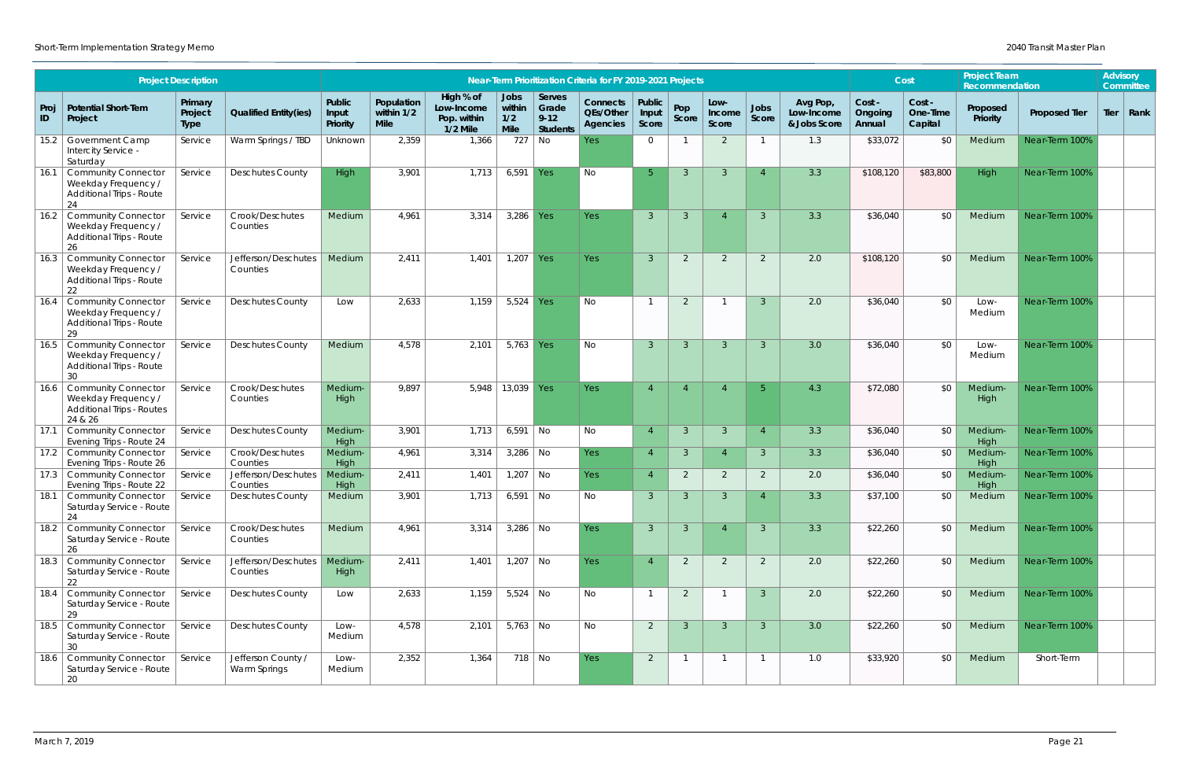| Project Description | | | | Near-Term Prioritization Criteria for FY 2019-2021 Projects | | | | | | | | | | | | Cost | | Project Team Recommendation | | Advisory Committee | |
|---|---|---|---|---|---|---|---|---|---|---|---|---|---|---|---|---|---|---|---|---|---|
| Proj ID | Potential Short-Term Project | Primary Project Type | Qualified Entity(ies) | Public Input Priority | Population within 1/2 Mile | High % of Low-Income Pop. within 1/2 Mile | Jobs within 1/2 Mile | Serves Grade 9-12 Students | Connects QEs/Other Agencies | Public Input Score | Pop Score | Low-Income Score | Jobs Score | Avg Pop, Low-Income & Jobs Score | Cost - Ongoing Annual | Cost - One-Time Capital | Proposed Priority | Proposed Tier | Tier | Rank |
| 15.2 | Government Camp Intercity Service - Saturday | Service | Warm Springs / TBD | Unknown | 2,359 | 1,366 | 727 | No | Yes | 0 | 1 | 2 | 1 | 1.3 | $33,072 | $0 | Medium | Near-Term 100% | | |
| 16.1 | Community Connector Weekday Frequency / Additional Trips - Route 24 | Service | Deschutes County | High | 3,901 | 1,713 | 6,591 | Yes | No | 5 | 3 | 3 | 4 | 3.3 | $108,120 | $83,800 | High | Near-Term 100% | | |
| 16.2 | Community Connector Weekday Frequency / Additional Trips - Route 26 | Service | Crook/Deschutes Counties | Medium | 4,961 | 3,314 | 3,286 | Yes | Yes | 3 | 3 | 4 | 3 | 3.3 | $36,040 | $0 | Medium | Near-Term 100% | | |
| 16.3 | Community Connector Weekday Frequency / Additional Trips - Route 22 | Service | Jefferson/Deschutes Counties | Medium | 2,411 | 1,401 | 1,207 | Yes | Yes | 3 | 2 | 2 | 2 | 2.0 | $108,120 | $0 | Medium | Near-Term 100% | | |
| 16.4 | Community Connector Weekday Frequency / Additional Trips - Route 29 | Service | Deschutes County | Low | 2,633 | 1,159 | 5,524 | Yes | No | 1 | 2 | 1 | 3 | 2.0 | $36,040 | $0 | Low-Medium | Near-Term 100% | | |
| 16.5 | Community Connector Weekday Frequency / Additional Trips - Route 30 | Service | Deschutes County | Medium | 4,578 | 2,101 | 5,763 | Yes | No | 3 | 3 | 3 | 3 | 3.0 | $36,040 | $0 | Low-Medium | Near-Term 100% | | |
| 16.6 | Community Connector Weekday Frequency / Additional Trips - Routes 24 & 26 | Service | Crook/Deschutes Counties | Medium-High | 9,897 | 5,948 | 13,039 | Yes | Yes | 4 | 4 | 4 | 5 | 4.3 | $72,080 | $0 | Medium-High | Near-Term 100% | | |
| 17.1 | Community Connector Evening Trips - Route 24 | Service | Deschutes County | Medium-High | 3,901 | 1,713 | 6,591 | No | No | 4 | 3 | 3 | 4 | 3.3 | $36,040 | $0 | Medium-High | Near-Term 100% | | |
| 17.2 | Community Connector Evening Trips - Route 26 | Service | Crook/Deschutes Counties | Medium-High | 4,961 | 3,314 | 3,286 | No | Yes | 4 | 3 | 4 | 3 | 3.3 | $36,040 | $0 | Medium-High | Near-Term 100% | | |
| 17.3 | Community Connector Evening Trips - Route 22 | Service | Jefferson/Deschutes Counties | Medium-High | 2,411 | 1,401 | 1,207 | No | Yes | 4 | 2 | 2 | 2 | 2.0 | $36,040 | $0 | Medium-High | Near-Term 100% | | |
| 18.1 | Community Connector Saturday Service - Route 24 | Service | Deschutes County | Medium | 3,901 | 1,713 | 6,591 | No | No | 3 | 3 | 3 | 4 | 3.3 | $37,100 | $0 | Medium | Near-Term 100% | | |
| 18.2 | Community Connector Saturday Service - Route 26 | Service | Crook/Deschutes Counties | Medium | 4,961 | 3,314 | 3,286 | No | Yes | 3 | 3 | 4 | 3 | 3.3 | $22,260 | $0 | Medium | Near-Term 100% | | |
| 18.3 | Community Connector Saturday Service - Route 22 | Service | Jefferson/Deschutes Counties | Medium-High | 2,411 | 1,401 | 1,207 | No | Yes | 4 | 2 | 2 | 2 | 2.0 | $22,260 | $0 | Medium | Near-Term 100% | | |
| 18.4 | Community Connector Saturday Service - Route 29 | Service | Deschutes County | Low | 2,633 | 1,159 | 5,524 | No | No | 1 | 2 | 1 | 3 | 2.0 | $22,260 | $0 | Medium | Near-Term 100% | | |
| 18.5 | Community Connector Saturday Service - Route 30 | Service | Deschutes County | Low-Medium | 4,578 | 2,101 | 5,763 | No | No | 2 | 3 | 3 | 3 | 3.0 | $22,260 | $0 | Medium | Near-Term 100% | | |
| 18.6 | Community Connector Saturday Service - Route 20 | Service | Jefferson County / Warm Springs | Low-Medium | 2,352 | 1,364 | 718 | No | Yes | 2 | 1 | 1 | 1 | 1.0 | $33,920 | $0 | Medium | Short-Term | | |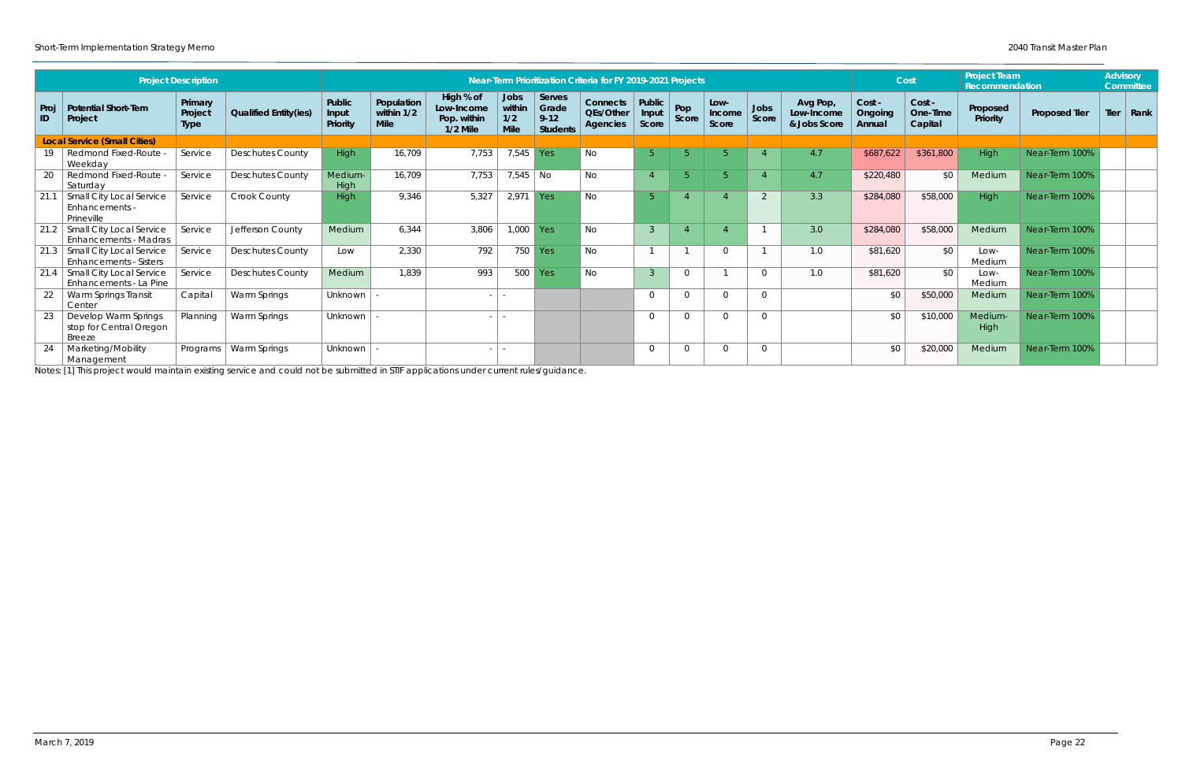| Project Description | | | | Near-Term Prioritization Criteria for FY 2019-2021 Projects | | | | | | | | | | | | Cost | | Project Team Recommendation | | Advisory Committee | |
|---|---|---|---|---|---|---|---|---|---|---|---|---|---|---|---|---|---|---|---|---|---|
| Proj ID | Potential Short-Tem Project | Primary Project Type | Qualified Entity(ies) | Public Input Priority | Population within 1/2 Mile | High % of Low-Income Pop. within 1/2 Mile | Jobs within 1/2 Mile | Serves Grade 9-12 Students | Connects QEs/Other Agencies | Public Input Score | Pop Score | Low-Income Score | Jobs Score | Avg Pop, Low-Income & Jobs Score | Cost - Ongoing Annual | Cost - One-Time Capital | Proposed Priority | Proposed Tier | Tier | Rank |
| **Local Service (Small Cities)** | | | | | | | | | | | | | | | | | | | | |
| 19 | Redmond Fixed-Route - Weekday | Service | Deschutes County | High | 16,709 | 7,753 | 7,545 | Yes | No | 5 | 5 | 5 | 4 | 4.7 | $687,622 | $361,800 | High | Near-Term 100% | | |
| 20 | Redmond Fixed-Route - Saturday | Service | Deschutes County | Medium-High | 16,709 | 7,753 | 7,545 | No | No | 4 | 5 | 5 | 4 | 4.7 | $220,480 | $0 | Medium | Near-Term 100% | | |
| 21.1 | Small City Local Service Enhancements - Prineville | Service | Crook County | High | 9,346 | 5,327 | 2,971 | Yes | No | 5 | 4 | 4 | 2 | 3.3 | $284,080 | $58,000 | High | Near-Term 100% | | |
| 21.2 | Small City Local Service Enhancements - Madras | Service | Jefferson County | Medium | 6,344 | 3,806 | 1,000 | Yes | No | 3 | 4 | 4 | 1 | 3.0 | $284,080 | $58,000 | Medium | Near-Term 100% | | |
| 21.3 | Small City Local Service Enhancements - Sisters | Service | Deschutes County | Low | 2,330 | 792 | 750 | Yes | No | 1 | 1 | 0 | 1 | 1.0 | $81,620 | $0 | Low-Medium | Near-Term 100% | | |
| 21.4 | Small City Local Service Enhancements - La Pine | Service | Deschutes County | Medium | 1,839 | 993 | 500 | Yes | No | 3 | 0 | 1 | 0 | 1.0 | $81,620 | $0 | Low-Medium | Near-Term 100% | | |
| 22 | Warm Springs Transit Center | Capital | Warm Springs | Unknown | - | - | - | | | 0 | 0 | 0 | 0 | | $0 | $50,000 | Medium | Near-Term 100% | | |
| 23 | Develop Warm Springs stop for Central Oregon Breeze | Planning | Warm Springs | Unknown | - | - | - | | | 0 | 0 | 0 | 0 | | $0 | $10,000 | Medium-High | Near-Term 100% | | |
| 24 | Marketing/Mobility Management | Programs | Warm Springs | Unknown | - | - | - | | | 0 | 0 | 0 | 0 | | $0 | $20,000 | Medium | Near-Term 100% | | |

Notes: [1] This project would maintain existing service and could not be submitted in STIF applications under current rules/guidance.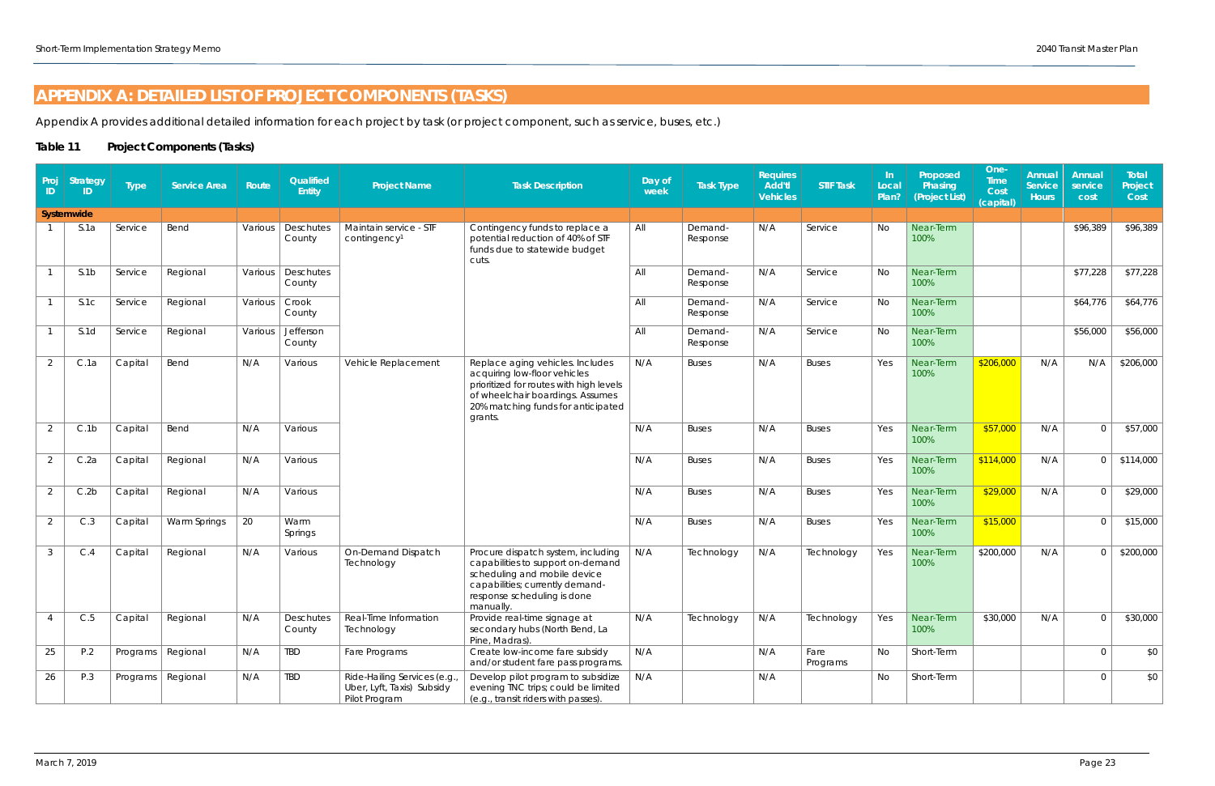## APPENDIX A: DETAILED LIST OF PROJECT COMPONENTS (TASKS)

Appendix A provides additional detailed information for each project by task (or project component, such as service, buses, etc.)

**Table 11 Project Components (Tasks)**

| Proj ID | Strategy ID | Type | Service Area | Route | Qualified Entity | Project Name | Task Description | Day of week | Task Type | Requires Add'tl Vehicles | STIF Task | In Local Plan? | Proposed Phasing (Project List) | One-Time Cost (capital) | Annual Service Hours | Annual service cost | Total Project Cost |
|---|---|---|---|---|---|---|---|---|---|---|---|---|---|---|---|---|---|
| **Systemwide** | | | | | | | | | | | | | | | | | |
| 1 | S.1a | Service | Bend | Various | Deschutes County | Maintain service - STF contingency[1] | Contingency funds to replace a potential reduction of 40% of STF funds due to statewide budget cuts. | All | Demand-Response | N/A | Service | No | Near-Term 100% | | | $96,389 | $96,389 |
| 1 | S.1b | Service | Regional | Various | Deschutes County | | | All | Demand-Response | N/A | Service | No | Near-Term 100% | | | $77,228 | $77,228 |
| 1 | S.1c | Service | Regional | Various | Crook County | | | All | Demand-Response | N/A | Service | No | Near-Term 100% | | | $64,776 | $64,776 |
| 1 | S.1d | Service | Regional | Various | Jefferson County | | | All | Demand-Response | N/A | Service | No | Near-Term 100% | | | $56,000 | $56,000 |
| 2 | C.1a | Capital | Bend | N/A | Various | Vehicle Replacement | Replace aging vehicles. Includes acquiring low-floor vehicles prioritized for routes with high levels of wheelchair boardings. Assumes 20% matching funds for anticipated grants. | N/A | Buses | N/A | Buses | Yes | Near-Term 100% | $206,000 | N/A | N/A | $206,000 |
| 2 | C.1b | Capital | Bend | N/A | Various | | | N/A | Buses | N/A | Buses | Yes | Near-Term 100% | $57,000 | N/A | 0 | $57,000 |
| 2 | C.2a | Capital | Regional | N/A | Various | | | N/A | Buses | N/A | Buses | Yes | Near-Term 100% | $114,000 | N/A | 0 | $114,000 |
| 2 | C.2b | Capital | Regional | N/A | Various | | | N/A | Buses | N/A | Buses | Yes | Near-Term 100% | $29,000 | N/A | 0 | $29,000 |
| 2 | C.3 | Capital | Warm Springs | 20 | Warm Springs | | | N/A | Buses | N/A | Buses | Yes | Near-Term 100% | $15,000 | | 0 | $15,000 |
| 3 | C.4 | Capital | Regional | N/A | Various | On-Demand Dispatch Technology | Procure dispatch system, including capabilities to support on-demand scheduling and mobile device capabilities; currently demand-response scheduling is done manually. | N/A | Technology | N/A | Technology | Yes | Near-Term 100% | $200,000 | N/A | 0 | $200,000 |
| 4 | C.5 | Capital | Regional | N/A | Deschutes County | Real-Time Information Technology | Provide real-time signage at secondary hubs (North Bend, La Pine, Madras). | N/A | Technology | N/A | Technology | Yes | Near-Term 100% | $30,000 | N/A | 0 | $30,000 |
| 25 | P.2 | Programs | Regional | N/A | TBD | Fare Programs | Create low-income fare subsidy and/or student fare pass programs. | N/A | | N/A | Fare Programs | No | Short-Term | | | 0 | $0 |
| 26 | P.3 | Programs | Regional | N/A | TBD | Ride-Hailing Services (e.g., Uber, Lyft, Taxis) Subsidy Pilot Program | Develop pilot program to subsidize evening TNC trips; could be limited (e.g., transit riders with passes). | N/A | | N/A | | No | Short-Term | | | 0 | $0 |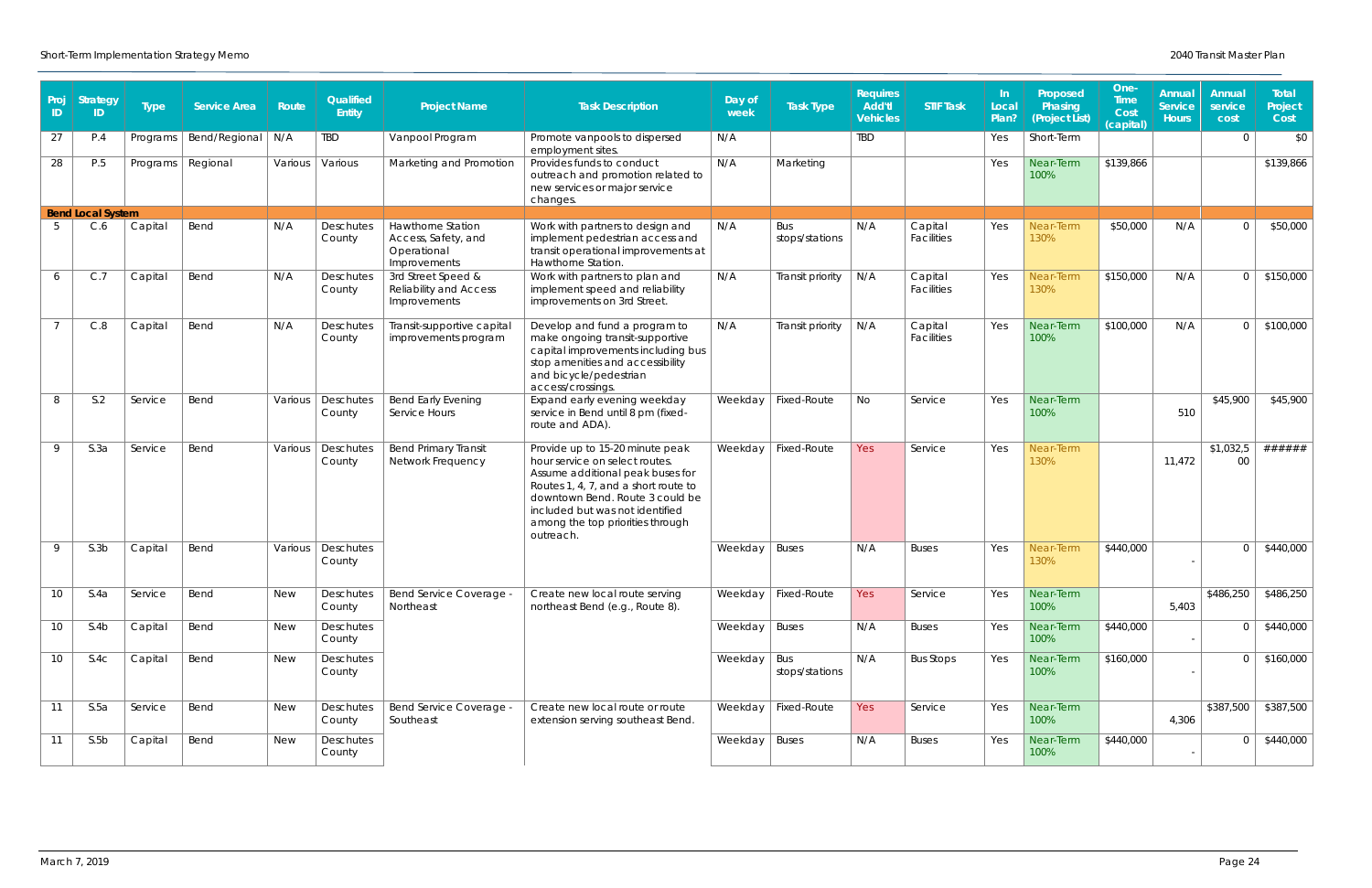| Proj ID | Strategy ID | Type | Service Area | Route | Qualified Entity | Project Name | Task Description | Day of week | Task Type | Requires Add'tl Vehicles | STIF Task | In Local Plan? | Proposed Phasing (Project List) | One-Time Cost (capital) | Annual Service Hours | Annual service cost | Total Project Cost |
|---|---|---|---|---|---|---|---|---|---|---|---|---|---|---|---|---|---|
| 27 | P.4 | Programs | Bend/Regional | N/A | TBD | Vanpool Program | Promote vanpools to dispersed employment sites. | N/A | | TBD | | Yes | Short-Term | | | 0 | $0 |
| 28 | P.5 | Programs | Regional | Various | Various | Marketing and Promotion | Provides funds to conduct outreach and promotion related to new services or major service changes. | N/A | Marketing | | | Yes | Near-Term 100% | $139,866 | | | $139,866 |
| **Bend Local System** | | | | | | | | | | | | | | | | | |
| 5 | C.6 | Capital | Bend | N/A | Deschutes County | Hawthorne Station Access, Safety, and Operational Improvements | Work with partners to design and implement pedestrian access and transit operational improvements at Hawthorne Station. | N/A | Bus stops/stations | N/A | Capital Facilities | Yes | Near-Term 130% | $50,000 | N/A | 0 | $50,000 |
| 6 | C.7 | Capital | Bend | N/A | Deschutes County | 3rd Street Speed & Reliability and Access Improvements | Work with partners to plan and implement speed and reliability improvements on 3rd Street. | N/A | Transit priority | N/A | Capital Facilities | Yes | Near-Term 130% | $150,000 | N/A | 0 | $150,000 |
| 7 | C.8 | Capital | Bend | N/A | Deschutes County | Transit-supportive capital improvements program | Develop and fund a program to make ongoing transit-supportive capital improvements including bus stop amenities and accessibility and bicycle/pedestrian access/crossings. | N/A | Transit priority | N/A | Capital Facilities | Yes | Near-Term 100% | $100,000 | N/A | 0 | $100,000 |
| 8 | S.2 | Service | Bend | Various | Deschutes County | Bend Early Evening Service Hours | Expand early evening weekday service in Bend until 8 pm (fixed-route and ADA). | Weekday | Fixed-Route | No | Service | Yes | Near-Term 100% | | 510 | $45,900 | $45,900 |
| 9 | S.3a | Service | Bend | Various | Deschutes County | Bend Primary Transit Network Frequency | Provide up to 15-20 minute peak hour service on select routes. Assume additional peak buses for Routes 1, 4, 7, and a short route to downtown Bend. Route 3 could be included but was not identified among the top priorities through outreach. | Weekday | Fixed-Route | Yes | Service | Yes | Near-Term 130% | | 11,472 | $1,032,500 | ###### |
| 9 | S.3b | Capital | Bend | Various | Deschutes County | | | Weekday | Buses | N/A | Buses | Yes | Near-Term 130% | $440,000 | - | 0 | $440,000 |
| 10 | S.4a | Service | Bend | New | Deschutes County | Bend Service Coverage - Northeast | Create new local route serving northeast Bend (e.g., Route 8). | Weekday | Fixed-Route | Yes | Service | Yes | Near-Term 100% | | 5,403 | $486,250 | $486,250 |
| 10 | S.4b | Capital | Bend | New | Deschutes County | | | Weekday | Buses | N/A | Buses | Yes | Near-Term 100% | $440,000 | - | 0 | $440,000 |
| 10 | S.4c | Capital | Bend | New | Deschutes County | | | Weekday | Bus stops/stations | N/A | Bus Stops | Yes | Near-Term 100% | $160,000 | - | 0 | $160,000 |
| 11 | S.5a | Service | Bend | New | Deschutes County | Bend Service Coverage - Southeast | Create new local route or route extension serving southeast Bend. | Weekday | Fixed-Route | Yes | Service | Yes | Near-Term 100% | | 4,306 | $387,500 | $387,500 |
| 11 | S.5b | Capital | Bend | New | Deschutes County | | | Weekday | Buses | N/A | Buses | Yes | Near-Term 100% | $440,000 | - | 0 | $440,000 |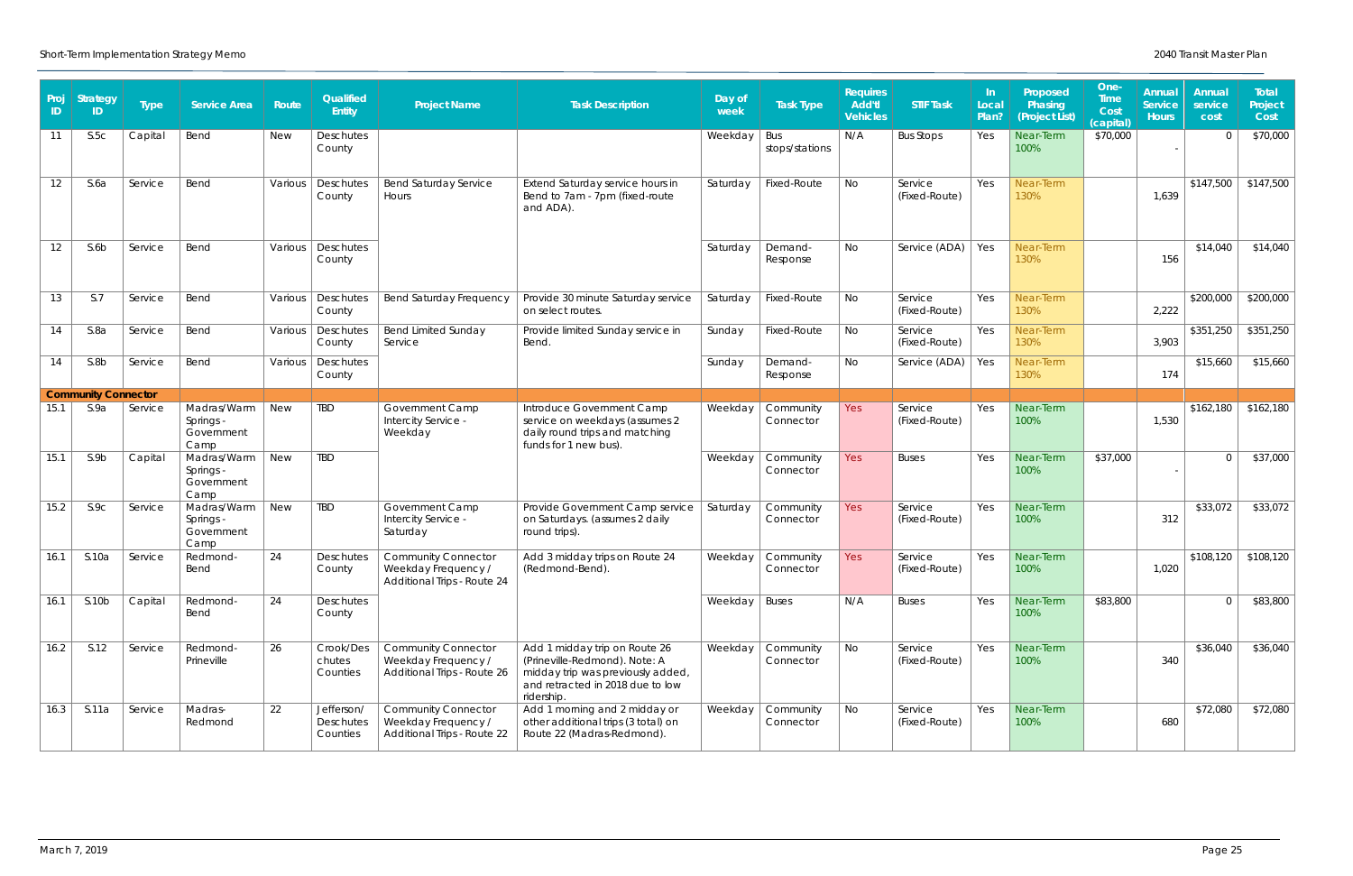| Proj ID | Strategy ID | Type | Service Area | Route | Qualified Entity | Project Name | Task Description | Day of week | Task Type | Requires Add'tl Vehicles | STIF Task | In Local Plan? | Proposed Phasing (Project List) | One-Time Cost (capital) | Annual Service Hours | Annual service cost | Total Project Cost |
|---|---|---|---|---|---|---|---|---|---|---|---|---|---|---|---|---|---|
| 11 | S.5c | Capital | Bend | New | Deschutes County | | | Weekday | Bus stops/stations | N/A | Bus Stops | Yes | Near-Term 100% | $70,000 | - | 0 | $70,000 |
| 12 | S.6a | Service | Bend | Various | Deschutes County | Bend Saturday Service Hours | Extend Saturday service hours in Bend to 7am - 7pm (fixed-route and ADA). | Saturday | Fixed-Route | No | Service (Fixed-Route) | Yes | Near-Term 130% | | 1,639 | $147,500 | $147,500 |
| 12 | S.6b | Service | Bend | Various | Deschutes County | | | Saturday | Demand-Response | No | Service (ADA) | Yes | Near-Term 130% | | 156 | $14,040 | $14,040 |
| 13 | S.7 | Service | Bend | Various | Deschutes County | Bend Saturday Frequency | Provide 30 minute Saturday service on select routes. | Saturday | Fixed-Route | No | Service (Fixed-Route) | Yes | Near-Term 130% | | 2,222 | $200,000 | $200,000 |
| 14 | S.8a | Service | Bend | Various | Deschutes County | Bend Limited Sunday Service | Provide limited Sunday service in Bend. | Sunday | Fixed-Route | No | Service (Fixed-Route) | Yes | Near-Term 130% | | 3,903 | $351,250 | $351,250 |
| 14 | S.8b | Service | Bend | Various | Deschutes County | | | Sunday | Demand-Response | No | Service (ADA) | Yes | Near-Term 130% | | 174 | $15,660 | $15,660 |
| **Community Connector** | | | | | | | | | | | | | | | | | |
| 15.1 | S.9a | Service | Madras/Warm Springs - Government Camp | New | TBD | Government Camp Intercity Service - Weekday | Introduce Government Camp service on weekdays (assumes 2 daily round trips and matching funds for 1 new bus). | Weekday | Community Connector | Yes | Service (Fixed-Route) | Yes | Near-Term 100% | | 1,530 | $162,180 | $162,180 |
| 15.1 | S.9b | Capital | Madras/Warm Springs - Government Camp | New | TBD | | | Weekday | Community Connector | Yes | Buses | Yes | Near-Term 100% | $37,000 | - | 0 | $37,000 |
| 15.2 | S.9c | Service | Madras/Warm Springs - Government Camp | New | TBD | Government Camp Intercity Service - Saturday | Provide Government Camp service on Saturdays. (assumes 2 daily round trips). | Saturday | Community Connector | Yes | Service (Fixed-Route) | Yes | Near-Term 100% | | 312 | $33,072 | $33,072 |
| 16.1 | S.10a | Service | Redmond-Bend | 24 | Deschutes County | Community Connector Weekday Frequency / Additional Trips - Route 24 | Add 3 midday trips on Route 24 (Redmond-Bend). | Weekday | Community Connector | Yes | Service (Fixed-Route) | Yes | Near-Term 100% | | 1,020 | $108,120 | $108,120 |
| 16.1 | S.10b | Capital | Redmond-Bend | 24 | Deschutes County | | | Weekday | Buses | N/A | Buses | Yes | Near-Term 100% | $83,800 | | 0 | $83,800 |
| 16.2 | S.12 | Service | Redmond-Prineville | 26 | Crook/Deschutes Counties | Community Connector Weekday Frequency / Additional Trips - Route 26 | Add 1 midday trip on Route 26 (Prineville-Redmond). Note: A midday trip was previously added, and retracted in 2018 due to low ridership. | Weekday | Community Connector | No | Service (Fixed-Route) | Yes | Near-Term 100% | | 340 | $36,040 | $36,040 |
| 16.3 | S.11a | Service | Madras-Redmond | 22 | Jefferson/Deschutes Counties | Community Connector Weekday Frequency / Additional Trips - Route 22 | Add 1 morning and 2 midday or other additional trips (3 total) on Route 22 (Madras-Redmond). | Weekday | Community Connector | No | Service (Fixed-Route) | Yes | Near-Term 100% | | 680 | $72,080 | $72,080 |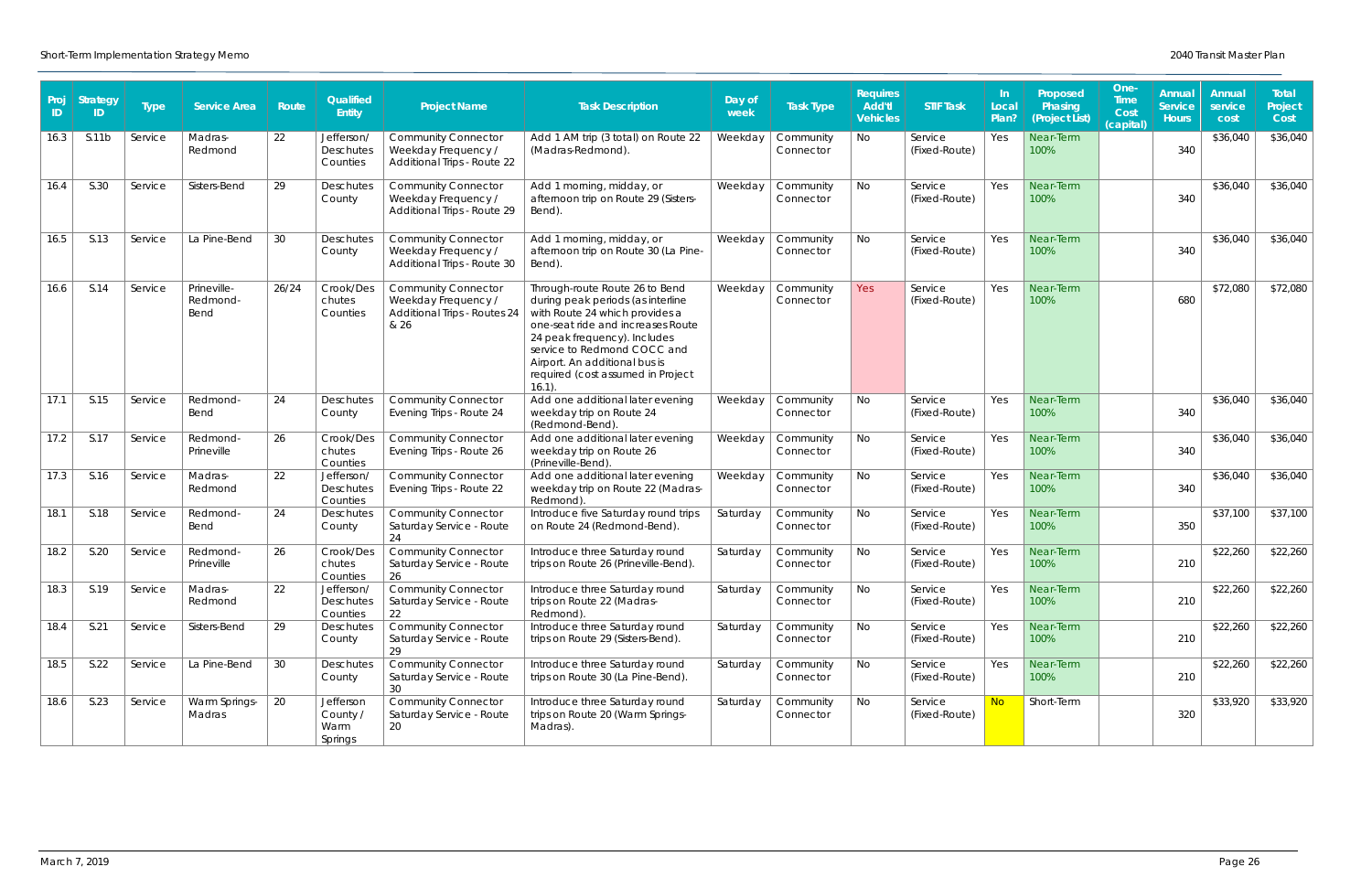| Proj ID | Strategy ID | Type | Service Area | Route | Qualified Entity | Project Name | Task Description | Day of week | Task Type | Requires Add'tl Vehicles | STIF Task | In Local Plan? | Proposed Phasing (Project List) | One-Time Cost (capital) | Annual Service Hours | Annual service cost | Total Project Cost |
|---|---|---|---|---|---|---|---|---|---|---|---|---|---|---|---|---|---|
| 16.3 | S.11b | Service | Madras-Redmond | 22 | Jefferson/ Deschutes Counties | Community Connector Weekday Frequency / Additional Trips - Route 22 | Add 1 AM trip (3 total) on Route 22 (Madras-Redmond). | Weekday | Community Connector | No | Service (Fixed-Route) | Yes | Near-Term 100% | | 340 | $36,040 | $36,040 |
| 16.4 | S.30 | Service | Sisters-Bend | 29 | Deschutes County | Community Connector Weekday Frequency / Additional Trips - Route 29 | Add 1 morning, midday, or afternoon trip on Route 29 (Sisters-Bend). | Weekday | Community Connector | No | Service (Fixed-Route) | Yes | Near-Term 100% | | 340 | $36,040 | $36,040 |
| 16.5 | S.13 | Service | La Pine-Bend | 30 | Deschutes County | Community Connector Weekday Frequency / Additional Trips - Route 30 | Add 1 morning, midday, or afternoon trip on Route 30 (La Pine-Bend). | Weekday | Community Connector | No | Service (Fixed-Route) | Yes | Near-Term 100% | | 340 | $36,040 | $36,040 |
| 16.6 | S.14 | Service | Prineville-Redmond-Bend | 26/24 | Crook/Deschutes Counties | Community Connector Weekday Frequency / Additional Trips - Routes 24 & 26 | Through-route Route 26 to Bend during peak periods (as interline with Route 24 which provides a one-seat ride and increases Route 24 peak frequency). Includes service to Redmond COCC and Airport. An additional bus is required (cost assumed in Project 16.1). | Weekday | Community Connector | Yes | Service (Fixed-Route) | Yes | Near-Term 100% | | 680 | $72,080 | $72,080 |
| 17.1 | S.15 | Service | Redmond-Bend | 24 | Deschutes County | Community Connector Evening Trips - Route 24 | Add one additional later evening weekday trip on Route 24 (Redmond-Bend). | Weekday | Community Connector | No | Service (Fixed-Route) | Yes | Near-Term 100% | | 340 | $36,040 | $36,040 |
| 17.2 | S.17 | Service | Redmond-Prineville | 26 | Crook/Deschutes Counties | Community Connector Evening Trips - Route 26 | Add one additional later evening weekday trip on Route 26 (Prineville-Bend). | Weekday | Community Connector | No | Service (Fixed-Route) | Yes | Near-Term 100% | | 340 | $36,040 | $36,040 |
| 17.3 | S.16 | Service | Madras-Redmond | 22 | Jefferson/ Deschutes Counties | Community Connector Evening Trips - Route 22 | Add one additional later evening weekday trip on Route 22 (Madras-Redmond). | Weekday | Community Connector | No | Service (Fixed-Route) | Yes | Near-Term 100% | | 340 | $36,040 | $36,040 |
| 18.1 | S.18 | Service | Redmond-Bend | 24 | Deschutes County | Community Connector Saturday Service - Route 24 | Introduce five Saturday round trips on Route 24 (Redmond-Bend). | Saturday | Community Connector | No | Service (Fixed-Route) | Yes | Near-Term 100% | | 350 | $37,100 | $37,100 |
| 18.2 | S.20 | Service | Redmond-Prineville | 26 | Crook/Deschutes Counties | Community Connector Saturday Service - Route 26 | Introduce three Saturday round trips on Route 26 (Prineville-Bend). | Saturday | Community Connector | No | Service (Fixed-Route) | Yes | Near-Term 100% | | 210 | $22,260 | $22,260 |
| 18.3 | S.19 | Service | Madras-Redmond | 22 | Jefferson/ Deschutes Counties | Community Connector Saturday Service - Route 22 | Introduce three Saturday round trips on Route 22 (Madras-Redmond). | Saturday | Community Connector | No | Service (Fixed-Route) | Yes | Near-Term 100% | | 210 | $22,260 | $22,260 |
| 18.4 | S.21 | Service | Sisters-Bend | 29 | Deschutes County | Community Connector Saturday Service - Route 29 | Introduce three Saturday round trips on Route 29 (Sisters-Bend). | Saturday | Community Connector | No | Service (Fixed-Route) | Yes | Near-Term 100% | | 210 | $22,260 | $22,260 |
| 18.5 | S.22 | Service | La Pine-Bend | 30 | Deschutes County | Community Connector Saturday Service - Route 30 | Introduce three Saturday round trips on Route 30 (La Pine-Bend). | Saturday | Community Connector | No | Service (Fixed-Route) | Yes | Near-Term 100% | | 210 | $22,260 | $22,260 |
| 18.6 | S.23 | Service | Warm Springs-Madras | 20 | Jefferson County / Warm Springs | Community Connector Saturday Service - Route 20 | Introduce three Saturday round trips on Route 20 (Warm Springs-Madras). | Saturday | Community Connector | No | Service (Fixed-Route) | No | Short-Term | | 320 | $33,920 | $33,920 |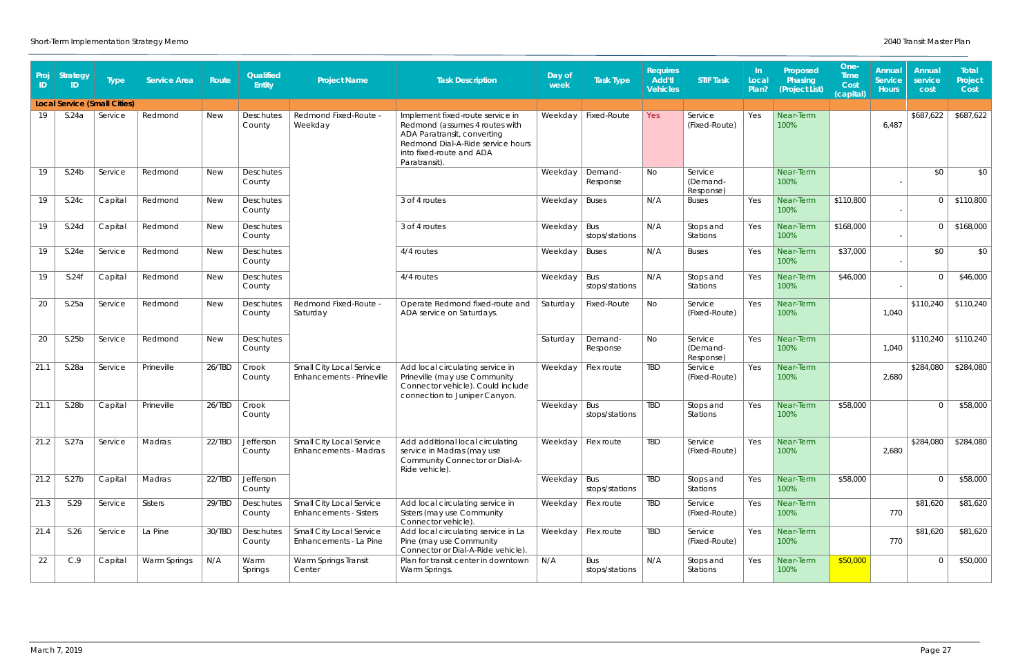| Proj ID | Strategy ID | Type | Service Area | Route | Qualified Entity | Project Name | Task Description | Day of week | Task Type | Requires Add'tl Vehicles | STIF Task | In Local Plan? | Proposed Phasing (Project List) | One-Time Cost (capital) | Annual Service Hours | Annual service cost | Total Project Cost |
|---|---|---|---|---|---|---|---|---|---|---|---|---|---|---|---|---|---|
| **Local Service (Small Cities)** | | | | | | | | | | | | | | | | | |
| 19 | S.24a | Service | Redmond | New | Deschutes County | Redmond Fixed-Route - Weekday | Implement fixed-route service in Redmond (assumes 4 routes with ADA Paratransit, converting Redmond Dial-A-Ride service hours into fixed-route and ADA Paratransit). | Weekday | Fixed-Route | Yes | Service (Fixed-Route) | Yes | Near-Term 100% | | 6,487 | $687,622 | $687,622 |
| 19 | S.24b | Service | Redmond | New | Deschutes County | | | Weekday | Demand-Response | No | Service (Demand-Response) | | Near-Term 100% | | - | $0 | $0 |
| 19 | S.24c | Capital | Redmond | New | Deschutes County | | 3 of 4 routes | Weekday | Buses | N/A | Buses | Yes | Near-Term 100% | $110,800 | - | 0 | $110,800 |
| 19 | S.24d | Capital | Redmond | New | Deschutes County | | 3 of 4 routes | Weekday | Bus stops/stations | N/A | Stops and Stations | Yes | Near-Term 100% | $168,000 | - | 0 | $168,000 |
| 19 | S.24e | Service | Redmond | New | Deschutes County | | 4/4 routes | Weekday | Buses | N/A | Buses | Yes | Near-Term 100% | $37,000 | - | $0 | $0 |
| 19 | S.24f | Capital | Redmond | New | Deschutes County | | 4/4 routes | Weekday | Bus stops/stations | N/A | Stops and Stations | Yes | Near-Term 100% | $46,000 | - | 0 | $46,000 |
| 20 | S.25a | Service | Redmond | New | Deschutes County | Redmond Fixed-Route - Saturday | Operate Redmond fixed-route and ADA service on Saturdays. | Saturday | Fixed-Route | No | Service (Fixed-Route) | Yes | Near-Term 100% | | 1,040 | $110,240 | $110,240 |
| 20 | S.25b | Service | Redmond | New | Deschutes County | | | Saturday | Demand-Response | No | Service (Demand-Response) | Yes | Near-Term 100% | | 1,040 | $110,240 | $110,240 |
| 21.1 | S.28a | Service | Prineville | 26/TBD | Crook County | Small City Local Service Enhancements - Prineville | Add local circulating service in Prineville (may use Community Connector vehicle). Could include connection to Juniper Canyon. | Weekday | Flex route | TBD | Service (Fixed-Route) | Yes | Near-Term 100% | | 2,680 | $284,080 | $284,080 |
| 21.1 | S.28b | Capital | Prineville | 26/TBD | Crook County | | | Weekday | Bus stops/stations | TBD | Stops and Stations | Yes | Near-Term 100% | $58,000 | | 0 | $58,000 |
| 21.2 | S.27a | Service | Madras | 22/TBD | Jefferson County | Small City Local Service Enhancements - Madras | Add additional local circulating service in Madras (may use Community Connector or Dial-A-Ride vehicle). | Weekday | Flex route | TBD | Service (Fixed-Route) | Yes | Near-Term 100% | | 2,680 | $284,080 | $284,080 |
| 21.2 | S.27b | Capital | Madras | 22/TBD | Jefferson County | | | Weekday | Bus stops/stations | TBD | Stops and Stations | Yes | Near-Term 100% | $58,000 | | 0 | $58,000 |
| 21.3 | S.29 | Service | Sisters | 29/TBD | Deschutes County | Small City Local Service Enhancements - Sisters | Add local circulating service in Sisters (may use Community Connector vehicle). | Weekday | Flex route | TBD | Service (Fixed-Route) | Yes | Near-Term 100% | | 770 | $81,620 | $81,620 |
| 21.4 | S.26 | Service | La Pine | 30/TBD | Deschutes County | Small City Local Service Enhancements - La Pine | Add local circulating service in La Pine (may use Community Connector or Dial-A-Ride vehicle). | Weekday | Flex route | TBD | Service (Fixed-Route) | Yes | Near-Term 100% | | 770 | $81,620 | $81,620 |
| 22 | C.9 | Capital | Warm Springs | N/A | Warm Springs | Warm Springs Transit Center | Plan for transit center in downtown Warm Springs. | N/A | Bus stops/stations | N/A | Stops and Stations | Yes | Near-Term 100% | $50,000 | | 0 | $50,000 |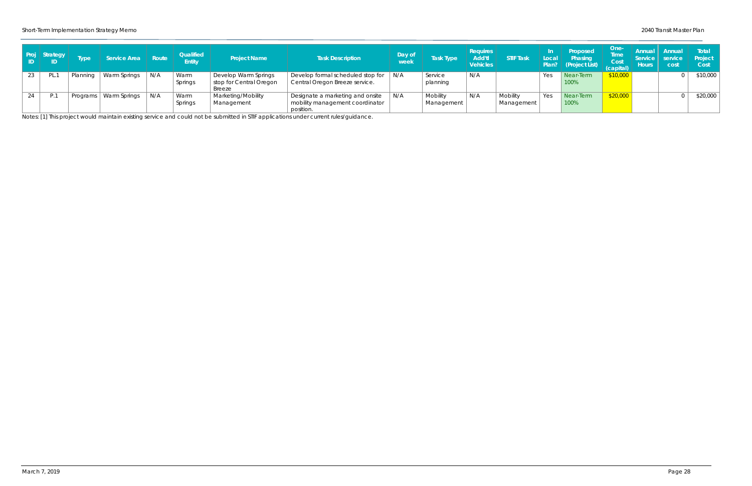| Proj ID | Strategy ID | Type | Service Area | Route | Qualified Entity | Project Name | Task Description | Day of week | Task Type | Requires Add'tl Vehicles | STIF Task | In Local Plan? | Proposed Phasing (Project List) | One-Time Cost (capital) | Annual Service Hours | Annual service cost | Total Project Cost |
|---|---|---|---|---|---|---|---|---|---|---|---|---|---|---|---|---|---|
| 23 | PL.1 | Planning | Warm Springs | N/A | Warm Springs | Develop Warm Springs stop for Central Oregon Breeze | Develop formal scheduled stop for Central Oregon Breeze service. | N/A | Service planning | N/A | | Yes | Near-Term 100% | $10,000 | | 0 | $10,000 |
| 24 | P.1 | Programs | Warm Springs | N/A | Warm Springs | Marketing/Mobility Management | Designate a marketing and onsite mobility management coordinator position. | N/A | Mobility Management | N/A | Mobility Management | Yes | Near-Term 100% | $20,000 | | 0 | $20,000 |

Notes: [1] This project would maintain existing service and could not be submitted in STIF applications under current rules/guidance.